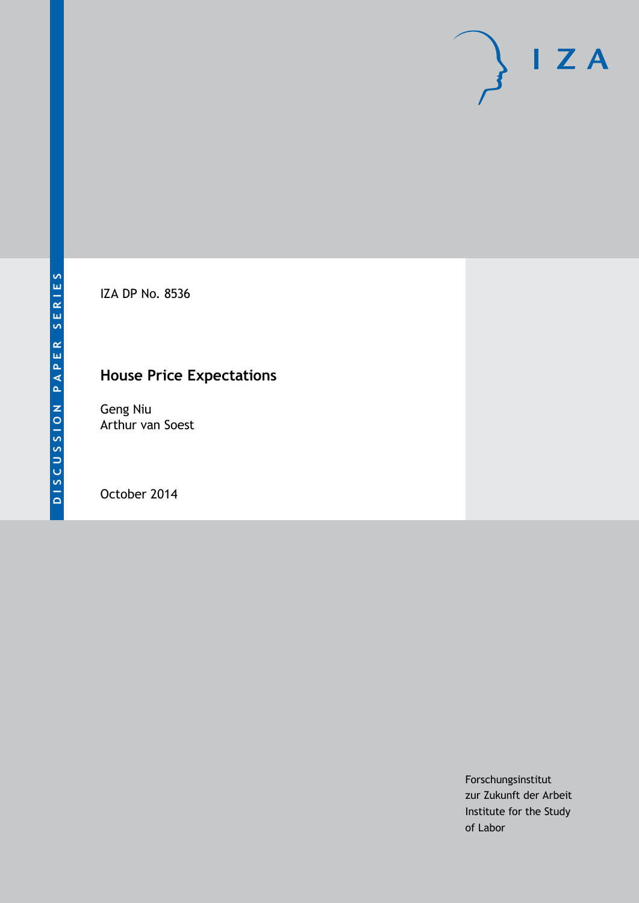DISCUSSION PAPER SERIES

IZA

IZA DP No. 8536

# House Price Expectations

Geng Niu
Arthur van Soest

October 2014

Forschungsinstitut
zur Zukunft der Arbeit
Institute for the Study
of Labor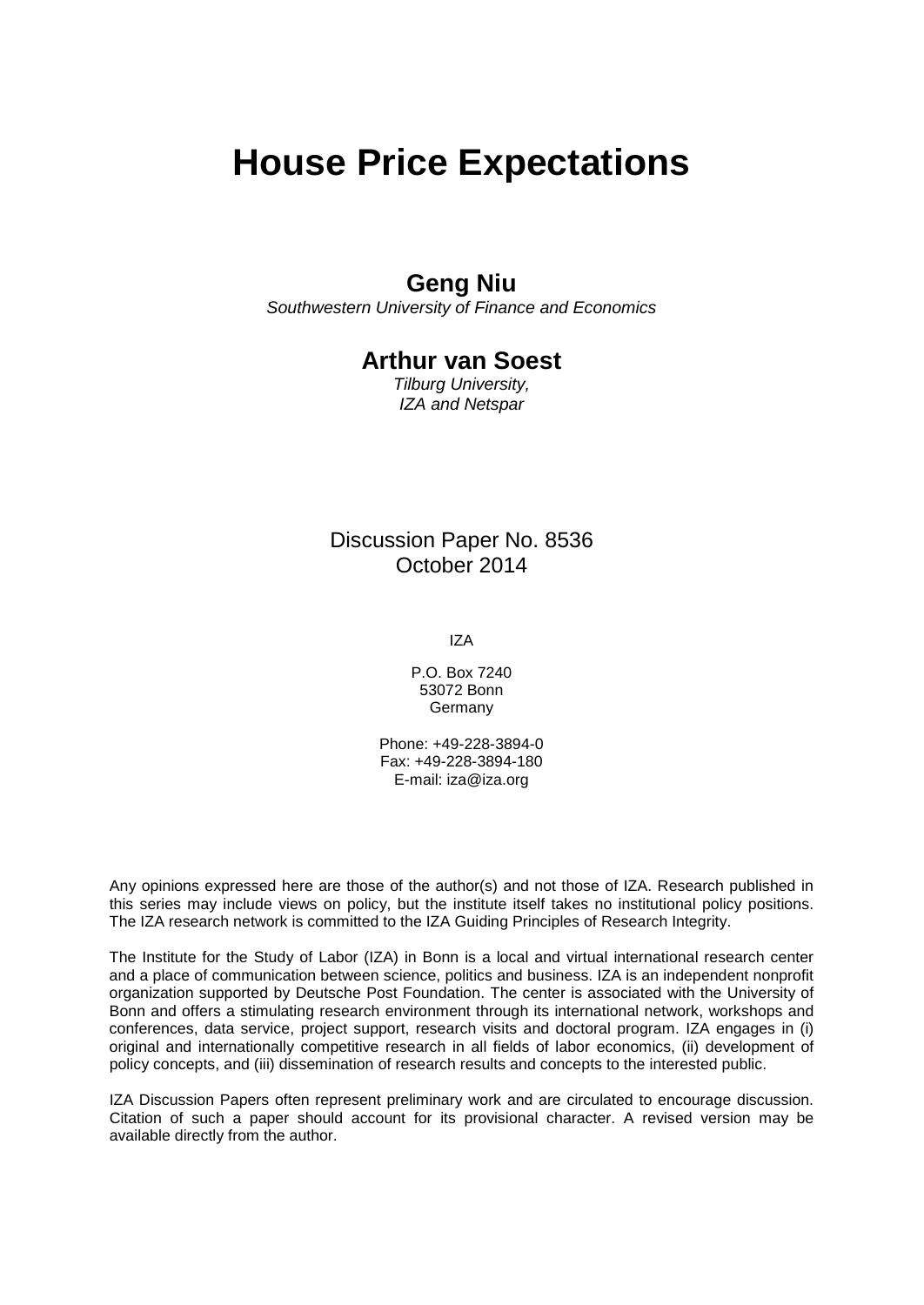# House Price Expectations

## Geng Niu

*Southwestern University of Finance and Economics*

## Arthur van Soest

*Tilburg University,*
*IZA and Netspar*

Discussion Paper No. 8536
October 2014

IZA

P.O. Box 7240
53072 Bonn
Germany

Phone: +49-228-3894-0
Fax: +49-228-3894-180
E-mail: iza@iza.org

Any opinions expressed here are those of the author(s) and not those of IZA. Research published in this series may include views on policy, but the institute itself takes no institutional policy positions. The IZA research network is committed to the IZA Guiding Principles of Research Integrity.

The Institute for the Study of Labor (IZA) in Bonn is a local and virtual international research center and a place of communication between science, politics and business. IZA is an independent nonprofit organization supported by Deutsche Post Foundation. The center is associated with the University of Bonn and offers a stimulating research environment through its international network, workshops and conferences, data service, project support, research visits and doctoral program. IZA engages in (i) original and internationally competitive research in all fields of labor economics, (ii) development of policy concepts, and (iii) dissemination of research results and concepts to the interested public.

IZA Discussion Papers often represent preliminary work and are circulated to encourage discussion. Citation of such a paper should account for its provisional character. A revised version may be available directly from the author.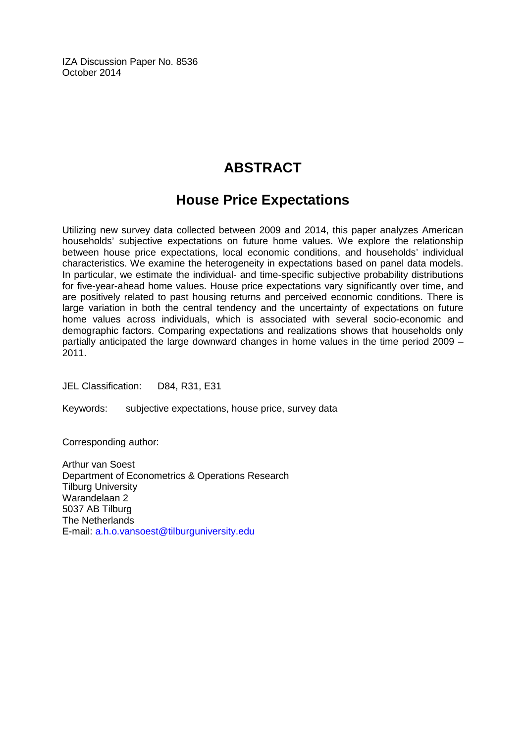IZA Discussion Paper No. 8536
October 2014

# ABSTRACT

## House Price Expectations

Utilizing new survey data collected between 2009 and 2014, this paper analyzes American households' subjective expectations on future home values. We explore the relationship between house price expectations, local economic conditions, and households' individual characteristics. We examine the heterogeneity in expectations based on panel data models. In particular, we estimate the individual- and time-specific subjective probability distributions for five-year-ahead home values. House price expectations vary significantly over time, and are positively related to past housing returns and perceived economic conditions. There is large variation in both the central tendency and the uncertainty of expectations on future home values across individuals, which is associated with several socio-economic and demographic factors. Comparing expectations and realizations shows that households only partially anticipated the large downward changes in home values in the time period 2009 – 2011.

JEL Classification: D84, R31, E31

Keywords: subjective expectations, house price, survey data

Corresponding author:

Arthur van Soest
Department of Econometrics & Operations Research
Tilburg University
Warandelaan 2
5037 AB Tilburg
The Netherlands
E-mail: a.h.o.vansoest@tilburguniversity.edu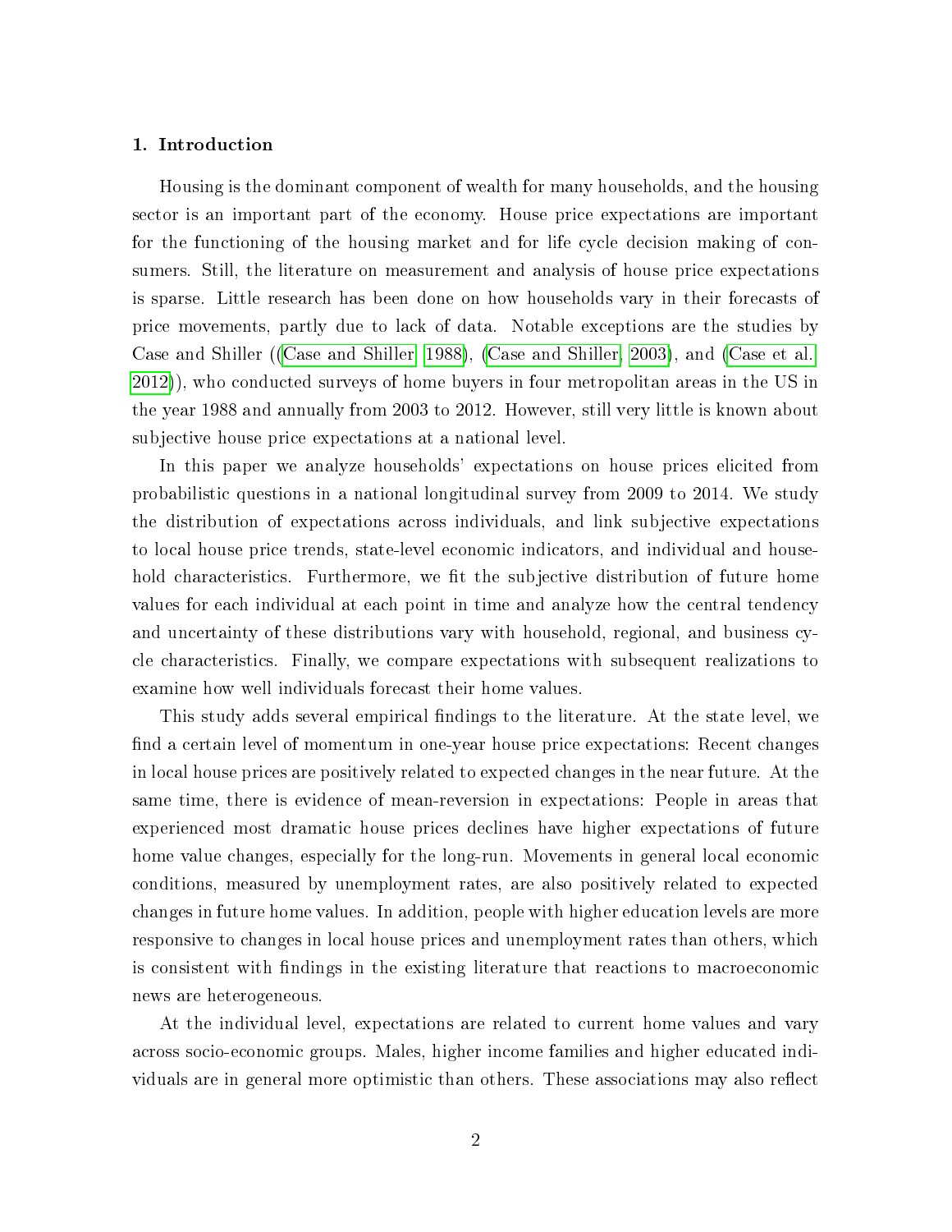## 1. Introduction

Housing is the dominant component of wealth for many households, and the housing sector is an important part of the economy. House price expectations are important for the functioning of the housing market and for life cycle decision making of consumers. Still, the literature on measurement and analysis of house price expectations is sparse. Little research has been done on how households vary in their forecasts of price movements, partly due to lack of data. Notable exceptions are the studies by Case and Shiller ((Case and Shiller, 1988), (Case and Shiller, 2003), and (Case et al., 2012)), who conducted surveys of home buyers in four metropolitan areas in the US in the year 1988 and annually from 2003 to 2012. However, still very little is known about subjective house price expectations at a national level.

In this paper we analyze households' expectations on house prices elicited from probabilistic questions in a national longitudinal survey from 2009 to 2014. We study the distribution of expectations across individuals, and link subjective expectations to local house price trends, state-level economic indicators, and individual and household characteristics. Furthermore, we fit the subjective distribution of future home values for each individual at each point in time and analyze how the central tendency and uncertainty of these distributions vary with household, regional, and business cycle characteristics. Finally, we compare expectations with subsequent realizations to examine how well individuals forecast their home values.

This study adds several empirical findings to the literature. At the state level, we find a certain level of momentum in one-year house price expectations: Recent changes in local house prices are positively related to expected changes in the near future. At the same time, there is evidence of mean-reversion in expectations: People in areas that experienced most dramatic house prices declines have higher expectations of future home value changes, especially for the long-run. Movements in general local economic conditions, measured by unemployment rates, are also positively related to expected changes in future home values. In addition, people with higher education levels are more responsive to changes in local house prices and unemployment rates than others, which is consistent with findings in the existing literature that reactions to macroeconomic news are heterogeneous.

At the individual level, expectations are related to current home values and vary across socio-economic groups. Males, higher income families and higher educated individuals are in general more optimistic than others. These associations may also reflect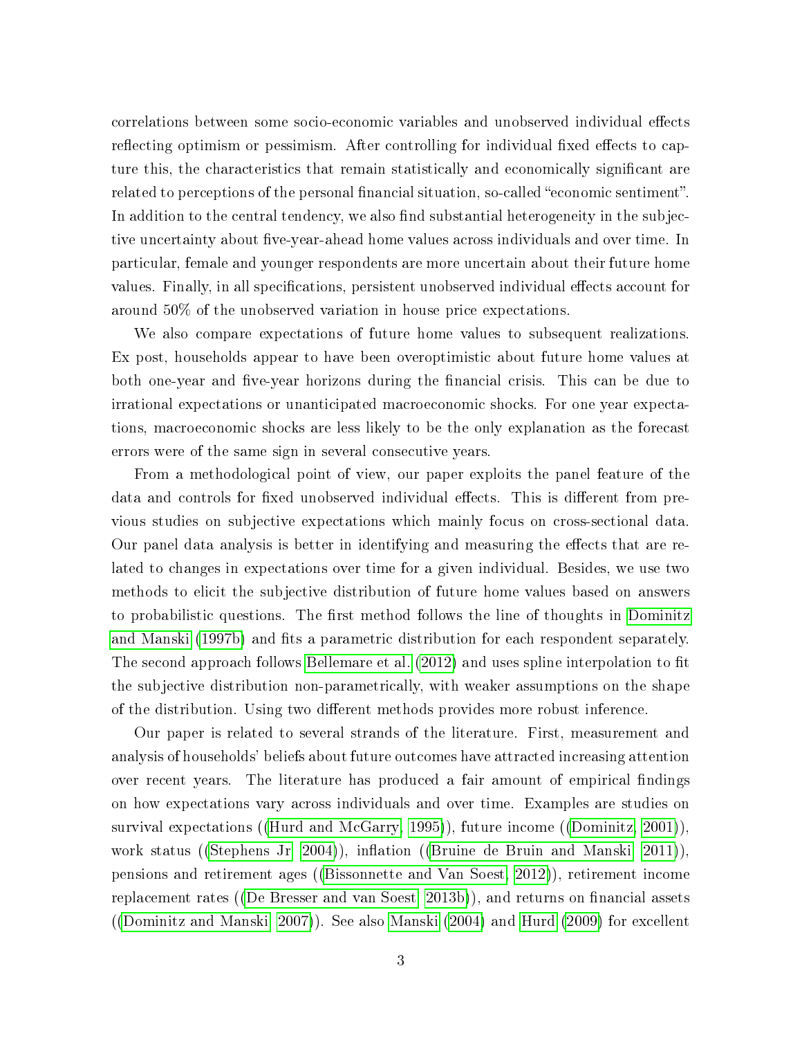correlations between some socio-economic variables and unobserved individual effects reflecting optimism or pessimism. After controlling for individual fixed effects to capture this, the characteristics that remain statistically and economically significant are related to perceptions of the personal financial situation, so-called "economic sentiment". In addition to the central tendency, we also find substantial heterogeneity in the subjective uncertainty about five-year-ahead home values across individuals and over time. In particular, female and younger respondents are more uncertain about their future home values. Finally, in all specifications, persistent unobserved individual effects account for around 50% of the unobserved variation in house price expectations.

We also compare expectations of future home values to subsequent realizations. Ex post, households appear to have been overoptimistic about future home values at both one-year and five-year horizons during the financial crisis. This can be due to irrational expectations or unanticipated macroeconomic shocks. For one year expectations, macroeconomic shocks are less likely to be the only explanation as the forecast errors were of the same sign in several consecutive years.

From a methodological point of view, our paper exploits the panel feature of the data and controls for fixed unobserved individual effects. This is different from previous studies on subjective expectations which mainly focus on cross-sectional data. Our panel data analysis is better in identifying and measuring the effects that are related to changes in expectations over time for a given individual. Besides, we use two methods to elicit the subjective distribution of future home values based on answers to probabilistic questions. The first method follows the line of thoughts in Dominitz and Manski (1997b) and fits a parametric distribution for each respondent separately. The second approach follows Bellemare et al. (2012) and uses spline interpolation to fit the subjective distribution non-parametrically, with weaker assumptions on the shape of the distribution. Using two different methods provides more robust inference.

Our paper is related to several strands of the literature. First, measurement and analysis of households' beliefs about future outcomes have attracted increasing attention over recent years. The literature has produced a fair amount of empirical findings on how expectations vary across individuals and over time. Examples are studies on survival expectations ((Hurd and McGarry, 1995)), future income ((Dominitz, 2001)), work status ((Stephens Jr, 2004)), inflation ((Bruine de Bruin and Manski, 2011)), pensions and retirement ages ((Bissonnette and Van Soest, 2012)), retirement income replacement rates ((De Bresser and van Soest, 2013b)), and returns on financial assets ((Dominitz and Manski, 2007)). See also Manski (2004) and Hurd (2009) for excellent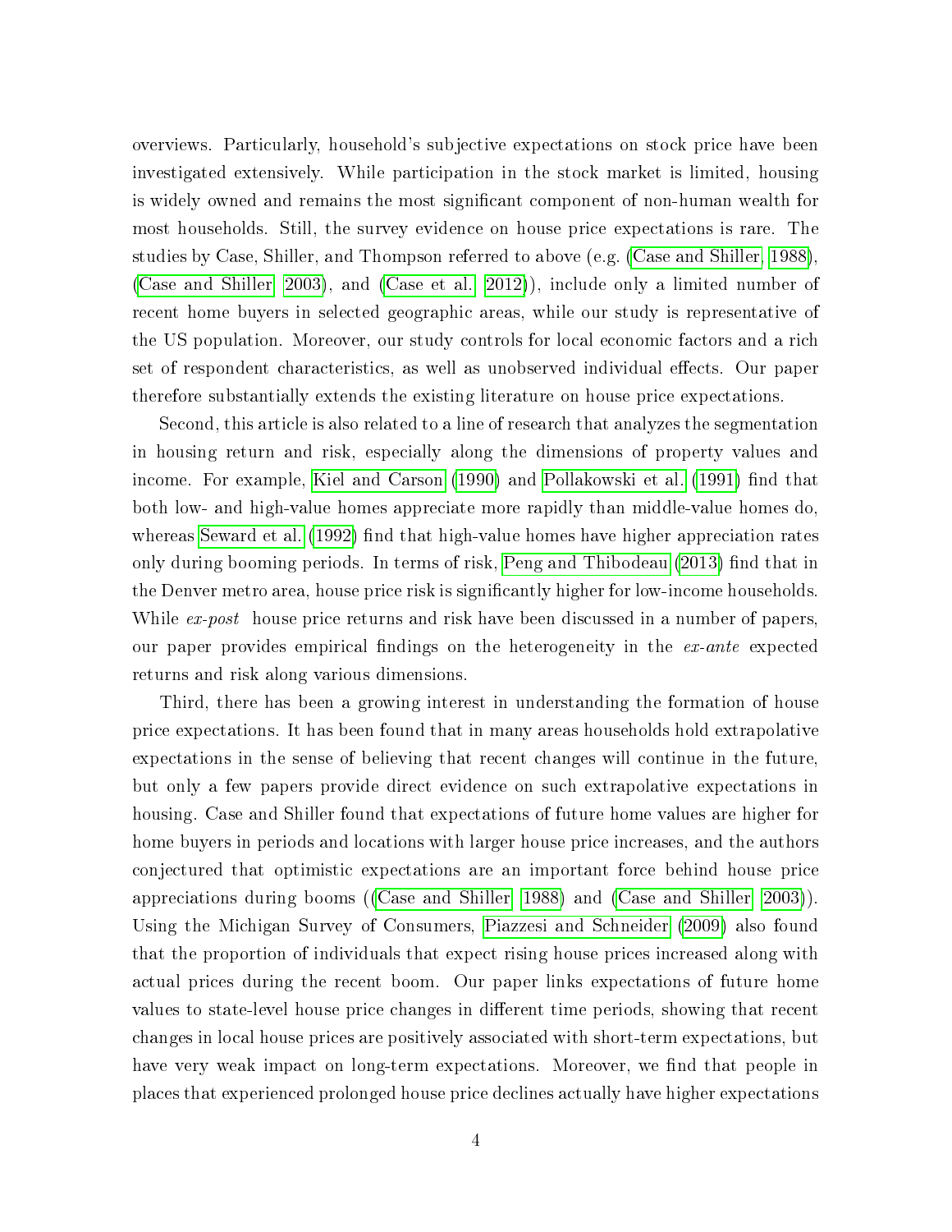overviews. Particularly, household's subjective expectations on stock price have been investigated extensively. While participation in the stock market is limited, housing is widely owned and remains the most significant component of non-human wealth for most households. Still, the survey evidence on house price expectations is rare. The studies by Case, Shiller, and Thompson referred to above (e.g. (Case and Shiller, 1988), (Case and Shiller, 2003), and (Case et al., 2012)), include only a limited number of recent home buyers in selected geographic areas, while our study is representative of the US population. Moreover, our study controls for local economic factors and a rich set of respondent characteristics, as well as unobserved individual effects. Our paper therefore substantially extends the existing literature on house price expectations.

Second, this article is also related to a line of research that analyzes the segmentation in housing return and risk, especially along the dimensions of property values and income. For example, Kiel and Carson (1990) and Pollakowski et al. (1991) find that both low- and high-value homes appreciate more rapidly than middle-value homes do, whereas Seward et al. (1992) find that high-value homes have higher appreciation rates only during booming periods. In terms of risk, Peng and Thibodeau (2013) find that in the Denver metro area, house price risk is significantly higher for low-income households. While *ex-post* house price returns and risk have been discussed in a number of papers, our paper provides empirical findings on the heterogeneity in the *ex-ante* expected returns and risk along various dimensions.

Third, there has been a growing interest in understanding the formation of house price expectations. It has been found that in many areas households hold extrapolative expectations in the sense of believing that recent changes will continue in the future, but only a few papers provide direct evidence on such extrapolative expectations in housing. Case and Shiller found that expectations of future home values are higher for home buyers in periods and locations with larger house price increases, and the authors conjectured that optimistic expectations are an important force behind house price appreciations during booms ((Case and Shiller, 1988) and (Case and Shiller, 2003)). Using the Michigan Survey of Consumers, Piazzesi and Schneider (2009) also found that the proportion of individuals that expect rising house prices increased along with actual prices during the recent boom. Our paper links expectations of future home values to state-level house price changes in different time periods, showing that recent changes in local house prices are positively associated with short-term expectations, but have very weak impact on long-term expectations. Moreover, we find that people in places that experienced prolonged house price declines actually have higher expectations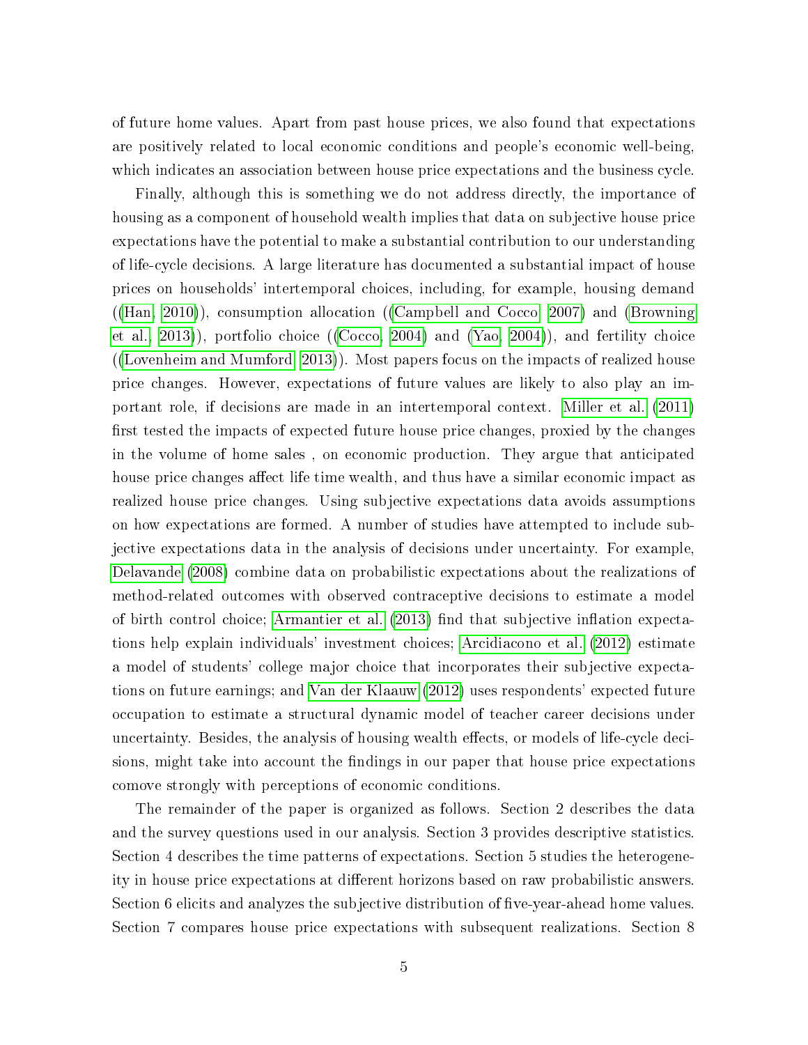of future home values. Apart from past house prices, we also found that expectations are positively related to local economic conditions and people's economic well-being, which indicates an association between house price expectations and the business cycle.

Finally, although this is something we do not address directly, the importance of housing as a component of household wealth implies that data on subjective house price expectations have the potential to make a substantial contribution to our understanding of life-cycle decisions. A large literature has documented a substantial impact of house prices on households' intertemporal choices, including, for example, housing demand ((Han, 2010)), consumption allocation ((Campbell and Cocco, 2007) and (Browning et al., 2013)), portfolio choice ((Cocco, 2004) and (Yao, 2004)), and fertility choice ((Lovenheim and Mumford, 2013)). Most papers focus on the impacts of realized house price changes. However, expectations of future values are likely to also play an important role, if decisions are made in an intertemporal context. Miller et al. (2011) first tested the impacts of expected future house price changes, proxied by the changes in the volume of home sales , on economic production. They argue that anticipated house price changes affect life time wealth, and thus have a similar economic impact as realized house price changes. Using subjective expectations data avoids assumptions on how expectations are formed. A number of studies have attempted to include subjective expectations data in the analysis of decisions under uncertainty. For example, Delavande (2008) combine data on probabilistic expectations about the realizations of method-related outcomes with observed contraceptive decisions to estimate a model of birth control choice; Armantier et al. (2013) find that subjective inflation expectations help explain individuals' investment choices; Arcidiacono et al. (2012) estimate a model of students' college major choice that incorporates their subjective expectations on future earnings; and Van der Klaauw (2012) uses respondents' expected future occupation to estimate a structural dynamic model of teacher career decisions under uncertainty. Besides, the analysis of housing wealth effects, or models of life-cycle decisions, might take into account the findings in our paper that house price expectations comove strongly with perceptions of economic conditions.

The remainder of the paper is organized as follows. Section 2 describes the data and the survey questions used in our analysis. Section 3 provides descriptive statistics. Section 4 describes the time patterns of expectations. Section 5 studies the heterogeneity in house price expectations at different horizons based on raw probabilistic answers. Section 6 elicits and analyzes the subjective distribution of five-year-ahead home values. Section 7 compares house price expectations with subsequent realizations. Section 8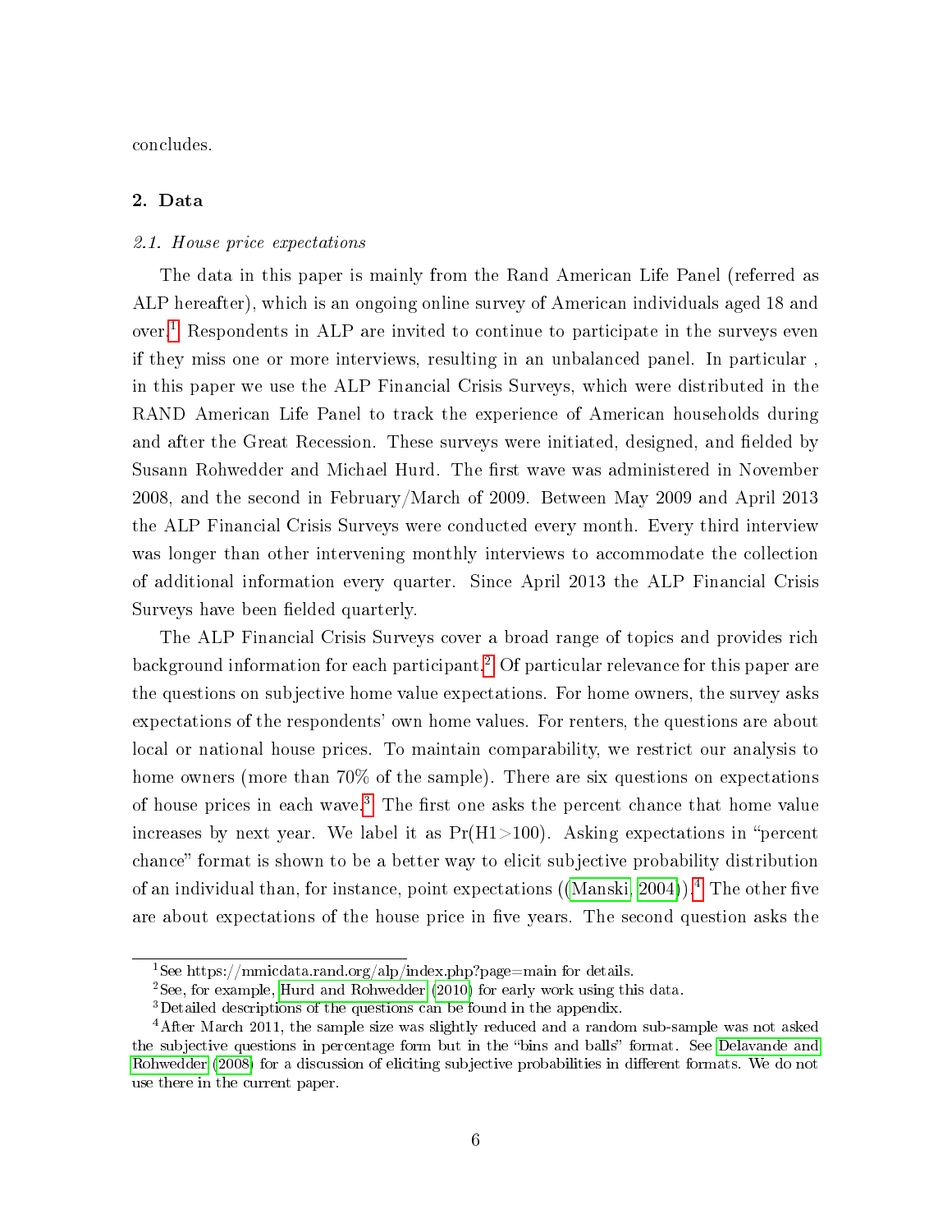concludes.

## 2. Data

### *2.1. House price expectations*

The data in this paper is mainly from the Rand American Life Panel (referred as ALP hereafter), which is an ongoing online survey of American individuals aged 18 and over.[1] Respondents in ALP are invited to continue to participate in the surveys even if they miss one or more interviews, resulting in an unbalanced panel. In particular , in this paper we use the ALP Financial Crisis Surveys, which were distributed in the RAND American Life Panel to track the experience of American households during and after the Great Recession. These surveys were initiated, designed, and fielded by Susann Rohwedder and Michael Hurd. The first wave was administered in November 2008, and the second in February/March of 2009. Between May 2009 and April 2013 the ALP Financial Crisis Surveys were conducted every month. Every third interview was longer than other intervening monthly interviews to accommodate the collection of additional information every quarter. Since April 2013 the ALP Financial Crisis Surveys have been fielded quarterly.

The ALP Financial Crisis Surveys cover a broad range of topics and provides rich background information for each participant.[2] Of particular relevance for this paper are the questions on subjective home value expectations. For home owners, the survey asks expectations of the respondents' own home values. For renters, the questions are about local or national house prices. To maintain comparability, we restrict our analysis to home owners (more than 70% of the sample). There are six questions on expectations of house prices in each wave.[3] The first one asks the percent chance that home value increases by next year. We label it as Pr(H1>100). Asking expectations in "percent chance" format is shown to be a better way to elicit subjective probability distribution of an individual than, for instance, point expectations ((Manski, 2004)).[4] The other five are about expectations of the house price in five years. The second question asks the

---

[1] See https://mmicdata.rand.org/alp/index.php?page=main for details.

[2] See, for example, Hurd and Rohwedder (2010) for early work using this data.

[3] Detailed descriptions of the questions can be found in the appendix.

[4] After March 2011, the sample size was slightly reduced and a random sub-sample was not asked the subjective questions in percentage form but in the "bins and balls" format. See Delavande and Rohwedder (2008) for a discussion of eliciting subjective probabilities in different formats. We do not use there in the current paper.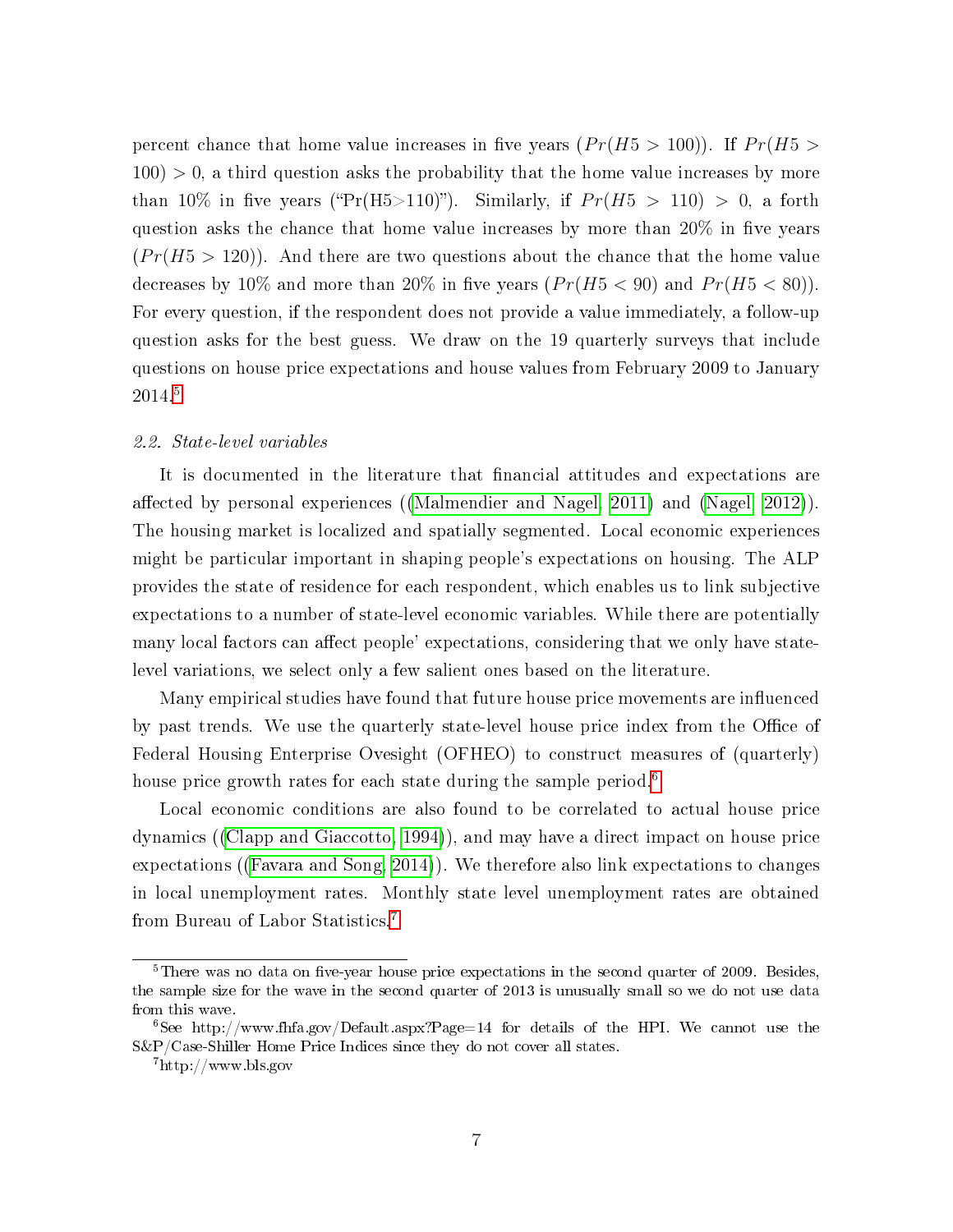percent chance that home value increases in five years ($Pr(H5 > 100)$). If $Pr(H5 > 100) > 0$, a third question asks the probability that the home value increases by more than 10% in five years ("Pr(H5>110)"). Similarly, if $Pr(H5 > 110) > 0$, a forth question asks the chance that home value increases by more than 20% in five years ($Pr(H5 > 120)$). And there are two questions about the chance that the home value decreases by 10% and more than 20% in five years ($Pr(H5 < 90)$ and $Pr(H5 < 80)$). For every question, if the respondent does not provide a value immediately, a follow-up question asks for the best guess. We draw on the 19 quarterly surveys that include questions on house price expectations and house values from February 2009 to January 2014.[5]

### *2.2. State-level variables*

It is documented in the literature that financial attitudes and expectations are affected by personal experiences ((Malmendier and Nagel, 2011) and (Nagel, 2012)). The housing market is localized and spatially segmented. Local economic experiences might be particular important in shaping people's expectations on housing. The ALP provides the state of residence for each respondent, which enables us to link subjective expectations to a number of state-level economic variables. While there are potentially many local factors can affect people' expectations, considering that we only have state-level variations, we select only a few salient ones based on the literature.

Many empirical studies have found that future house price movements are influenced by past trends. We use the quarterly state-level house price index from the Office of Federal Housing Enterprise Ovesight (OFHEO) to construct measures of (quarterly) house price growth rates for each state during the sample period.[6]

Local economic conditions are also found to be correlated to actual house price dynamics ((Clapp and Giaccotto, 1994)), and may have a direct impact on house price expectations ((Favara and Song, 2014)). We therefore also link expectations to changes in local unemployment rates. Monthly state level unemployment rates are obtained from Bureau of Labor Statistics.[7]

---

[5] There was no data on five-year house price expectations in the second quarter of 2009. Besides, the sample size for the wave in the second quarter of 2013 is unusually small so we do not use data from this wave.

[6] See http://www.fhfa.gov/Default.aspx?Page=14 for details of the HPI. We cannot use the S&P/Case-Shiller Home Price Indices since they do not cover all states.

[7] http://www.bls.gov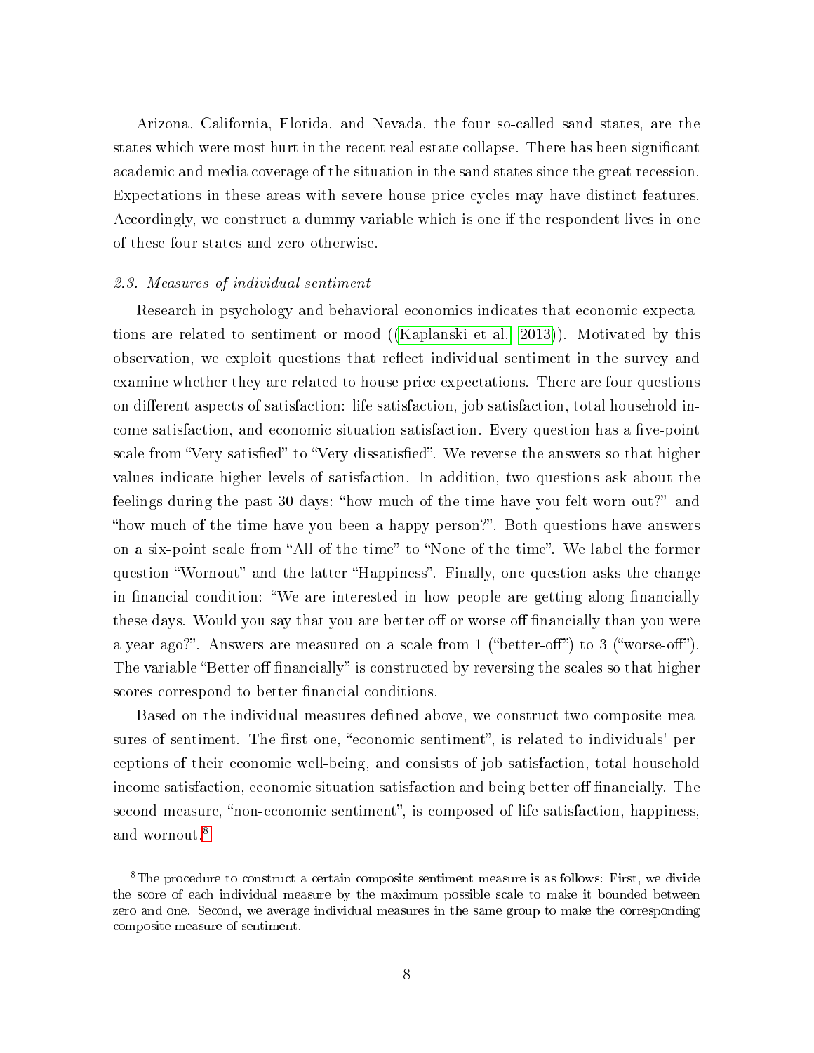Arizona, California, Florida, and Nevada, the four so-called sand states, are the states which were most hurt in the recent real estate collapse. There has been significant academic and media coverage of the situation in the sand states since the great recession. Expectations in these areas with severe house price cycles may have distinct features. Accordingly, we construct a dummy variable which is one if the respondent lives in one of these four states and zero otherwise.

### *2.3. Measures of individual sentiment*

Research in psychology and behavioral economics indicates that economic expectations are related to sentiment or mood ((Kaplanski et al., 2013)). Motivated by this observation, we exploit questions that reflect individual sentiment in the survey and examine whether they are related to house price expectations. There are four questions on different aspects of satisfaction: life satisfaction, job satisfaction, total household income satisfaction, and economic situation satisfaction. Every question has a five-point scale from "Very satisfied" to "Very dissatisfied". We reverse the answers so that higher values indicate higher levels of satisfaction. In addition, two questions ask about the feelings during the past 30 days: "how much of the time have you felt worn out?" and "how much of the time have you been a happy person?". Both questions have answers on a six-point scale from "All of the time" to "None of the time". We label the former question "Wornout" and the latter "Happiness". Finally, one question asks the change in financial condition: "We are interested in how people are getting along financially these days. Would you say that you are better off or worse off financially than you were a year ago?". Answers are measured on a scale from 1 ("better-off") to 3 ("worse-off"). The variable "Better off financially" is constructed by reversing the scales so that higher scores correspond to better financial conditions.

Based on the individual measures defined above, we construct two composite measures of sentiment. The first one, "economic sentiment", is related to individuals' perceptions of their economic well-being, and consists of job satisfaction, total household income satisfaction, economic situation satisfaction and being better off financially. The second measure, "non-economic sentiment", is composed of life satisfaction, happiness, and wornout.[8]

[8] The procedure to construct a certain composite sentiment measure is as follows: First, we divide the score of each individual measure by the maximum possible scale to make it bounded between zero and one. Second, we average individual measures in the same group to make the corresponding composite measure of sentiment.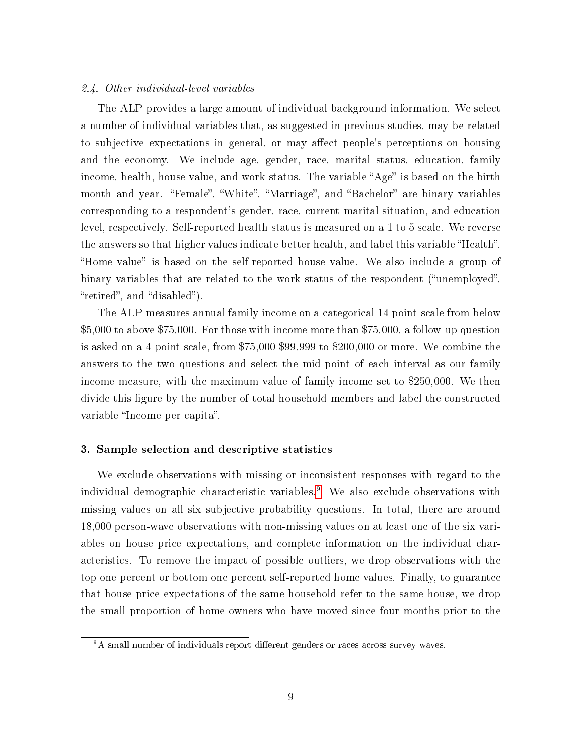### *2.4. Other individual-level variables*

The ALP provides a large amount of individual background information. We select a number of individual variables that, as suggested in previous studies, may be related to subjective expectations in general, or may affect people's perceptions on housing and the economy. We include age, gender, race, marital status, education, family income, health, house value, and work status. The variable "Age" is based on the birth month and year. "Female", "White", "Marriage", and "Bachelor" are binary variables corresponding to a respondent's gender, race, current marital situation, and education level, respectively. Self-reported health status is measured on a 1 to 5 scale. We reverse the answers so that higher values indicate better health, and label this variable "Health". "Home value" is based on the self-reported house value. We also include a group of binary variables that are related to the work status of the respondent ("unemployed", "retired", and "disabled").

The ALP measures annual family income on a categorical 14 point-scale from below $5,000 to above $75,000. For those with income more than $75,000, a follow-up question is asked on a 4-point scale, from $75,000-$99,999 to $200,000 or more. We combine the answers to the two questions and select the mid-point of each interval as our family income measure, with the maximum value of family income set to $250,000. We then divide this figure by the number of total household members and label the constructed variable "Income per capita".

## 3. Sample selection and descriptive statistics

We exclude observations with missing or inconsistent responses with regard to the individual demographic characteristic variables.[9] We also exclude observations with missing values on all six subjective probability questions. In total, there are around 18,000 person-wave observations with non-missing values on at least one of the six variables on house price expectations, and complete information on the individual characteristics. To remove the impact of possible outliers, we drop observations with the top one percent or bottom one percent self-reported home values. Finally, to guarantee that house price expectations of the same household refer to the same house, we drop the small proportion of home owners who have moved since four months prior to the

[9] A small number of individuals report different genders or races across survey waves.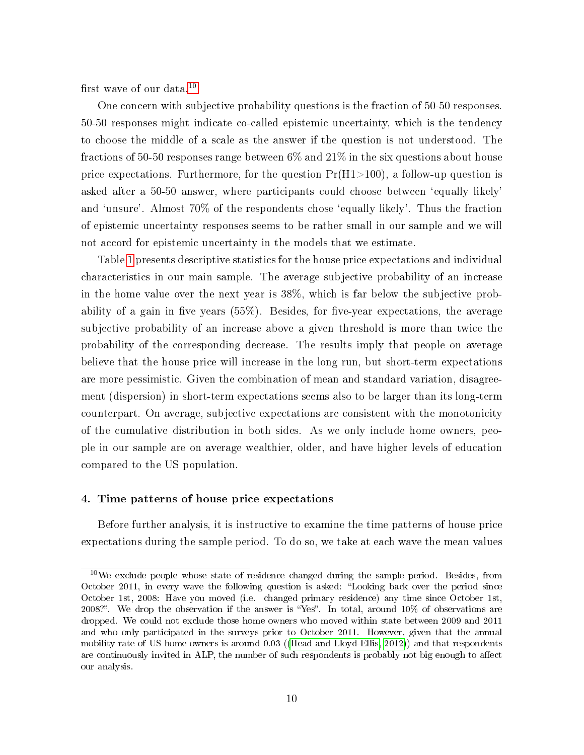first wave of our data.[10]

One concern with subjective probability questions is the fraction of 50-50 responses. 50-50 responses might indicate co-called epistemic uncertainty, which is the tendency to choose the middle of a scale as the answer if the question is not understood. The fractions of 50-50 responses range between 6% and 21% in the six questions about house price expectations. Furthermore, for the question Pr(H1>100), a follow-up question is asked after a 50-50 answer, where participants could choose between 'equally likely' and 'unsure'. Almost 70% of the respondents chose 'equally likely'. Thus the fraction of epistemic uncertainty responses seems to be rather small in our sample and we will not accord for epistemic uncertainty in the models that we estimate.

Table 1 presents descriptive statistics for the house price expectations and individual characteristics in our main sample. The average subjective probability of an increase in the home value over the next year is 38%, which is far below the subjective probability of a gain in five years (55%). Besides, for five-year expectations, the average subjective probability of an increase above a given threshold is more than twice the probability of the corresponding decrease. The results imply that people on average believe that the house price will increase in the long run, but short-term expectations are more pessimistic. Given the combination of mean and standard variation, disagreement (dispersion) in short-term expectations seems also to be larger than its long-term counterpart. On average, subjective expectations are consistent with the monotonicity of the cumulative distribution in both sides. As we only include home owners, people in our sample are on average wealthier, older, and have higher levels of education compared to the US population.

## 4. Time patterns of house price expectations

Before further analysis, it is instructive to examine the time patterns of house price expectations during the sample period. To do so, we take at each wave the mean values

[10] We exclude people whose state of residence changed during the sample period. Besides, from October 2011, in every wave the following question is asked: "Looking back over the period since October 1st, 2008: Have you moved (i.e. changed primary residence) any time since October 1st, 2008?". We drop the observation if the answer is "Yes". In total, around 10% of observations are dropped. We could not exclude those home owners who moved within state between 2009 and 2011 and who only participated in the surveys prior to October 2011. However, given that the annual mobility rate of US home owners is around 0.03 ((Head and Lloyd-Ellis, 2012)) and that respondents are continuously invited in ALP, the number of such respondents is probably not big enough to affect our analysis.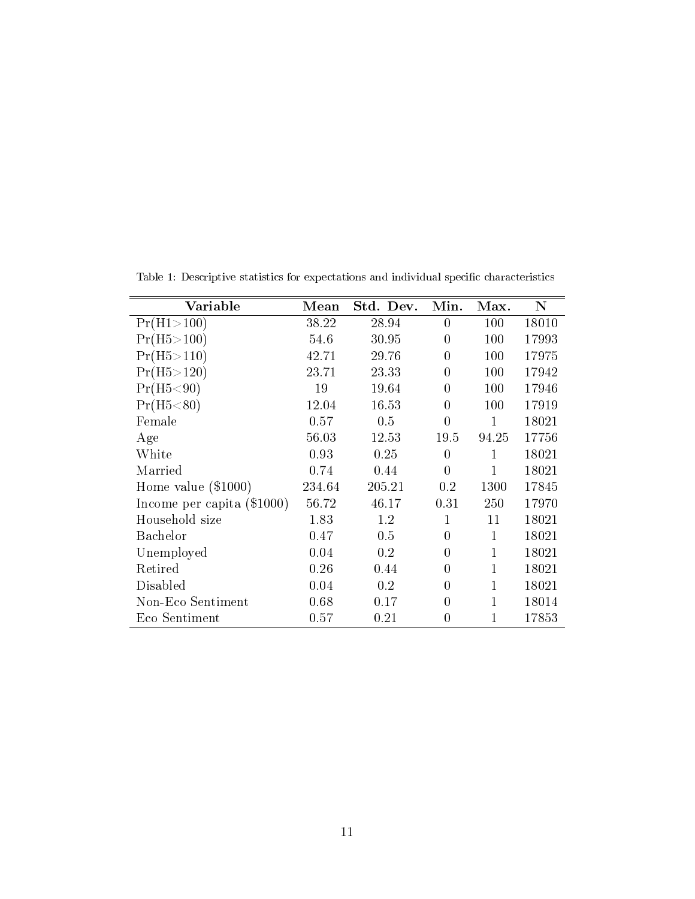Table 1: Descriptive statistics for expectations and individual specific characteristics

| Variable | Mean | Std. Dev. | Min. | Max. | N |
|---|---|---|---|---|---|
| Pr(H1>100) | 38.22 | 28.94 | 0 | 100 | 18010 |
| Pr(H5>100) | 54.6 | 30.95 | 0 | 100 | 17993 |
| Pr(H5>110) | 42.71 | 29.76 | 0 | 100 | 17975 |
| Pr(H5>120) | 23.71 | 23.33 | 0 | 100 | 17942 |
| Pr(H5<90) | 19 | 19.64 | 0 | 100 | 17946 |
| Pr(H5<80) | 12.04 | 16.53 | 0 | 100 | 17919 |
| Female | 0.57 | 0.5 | 0 | 1 | 18021 |
| Age | 56.03 | 12.53 | 19.5 | 94.25 | 17756 |
| White | 0.93 | 0.25 | 0 | 1 | 18021 |
| Married | 0.74 | 0.44 | 0 | 1 | 18021 |
| Home value ($1000) | 234.64 | 205.21 | 0.2 | 1300 | 17845 |
| Income per capita ($1000) | 56.72 | 46.17 | 0.31 | 250 | 17970 |
| Household size | 1.83 | 1.2 | 1 | 11 | 18021 |
| Bachelor | 0.47 | 0.5 | 0 | 1 | 18021 |
| Unemployed | 0.04 | 0.2 | 0 | 1 | 18021 |
| Retired | 0.26 | 0.44 | 0 | 1 | 18021 |
| Disabled | 0.04 | 0.2 | 0 | 1 | 18021 |
| Non-Eco Sentiment | 0.68 | 0.17 | 0 | 1 | 18014 |
| Eco Sentiment | 0.57 | 0.21 | 0 | 1 | 17853 |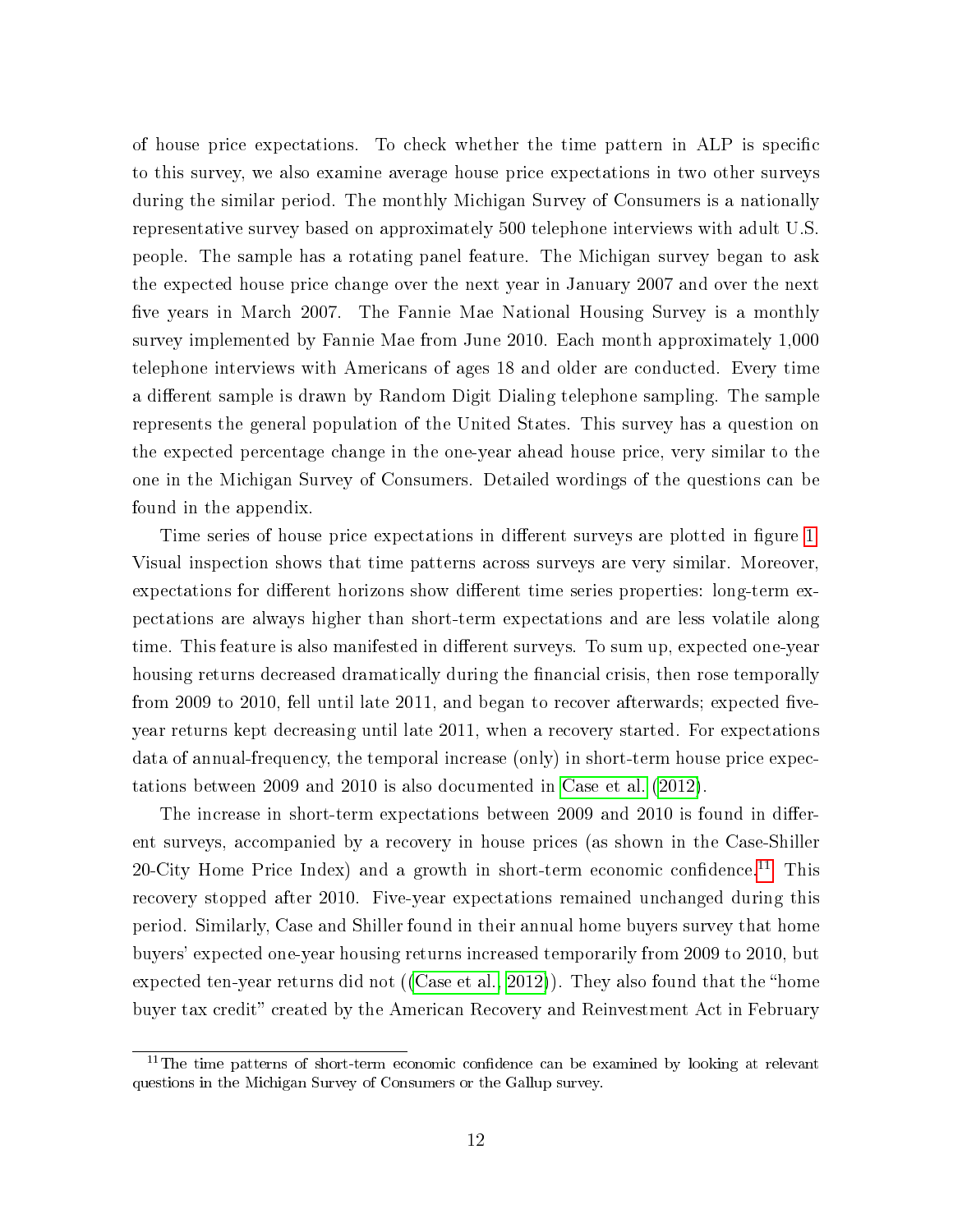of house price expectations. To check whether the time pattern in ALP is specific to this survey, we also examine average house price expectations in two other surveys during the similar period. The monthly Michigan Survey of Consumers is a nationally representative survey based on approximately 500 telephone interviews with adult U.S. people. The sample has a rotating panel feature. The Michigan survey began to ask the expected house price change over the next year in January 2007 and over the next five years in March 2007. The Fannie Mae National Housing Survey is a monthly survey implemented by Fannie Mae from June 2010. Each month approximately 1,000 telephone interviews with Americans of ages 18 and older are conducted. Every time a different sample is drawn by Random Digit Dialing telephone sampling. The sample represents the general population of the United States. This survey has a question on the expected percentage change in the one-year ahead house price, very similar to the one in the Michigan Survey of Consumers. Detailed wordings of the questions can be found in the appendix.

Time series of house price expectations in different surveys are plotted in figure 1. Visual inspection shows that time patterns across surveys are very similar. Moreover, expectations for different horizons show different time series properties: long-term expectations are always higher than short-term expectations and are less volatile along time. This feature is also manifested in different surveys. To sum up, expected one-year housing returns decreased dramatically during the financial crisis, then rose temporally from 2009 to 2010, fell until late 2011, and began to recover afterwards; expected five-year returns kept decreasing until late 2011, when a recovery started. For expectations data of annual-frequency, the temporal increase (only) in short-term house price expectations between 2009 and 2010 is also documented in Case et al. (2012).

The increase in short-term expectations between 2009 and 2010 is found in different surveys, accompanied by a recovery in house prices (as shown in the Case-Shiller 20-City Home Price Index) and a growth in short-term economic confidence.[11] This recovery stopped after 2010. Five-year expectations remained unchanged during this period. Similarly, Case and Shiller found in their annual home buyers survey that home buyers' expected one-year housing returns increased temporarily from 2009 to 2010, but expected ten-year returns did not ((Case et al., 2012)). They also found that the "home buyer tax credit" created by the American Recovery and Reinvestment Act in February

[11] The time patterns of short-term economic confidence can be examined by looking at relevant questions in the Michigan Survey of Consumers or the Gallup survey.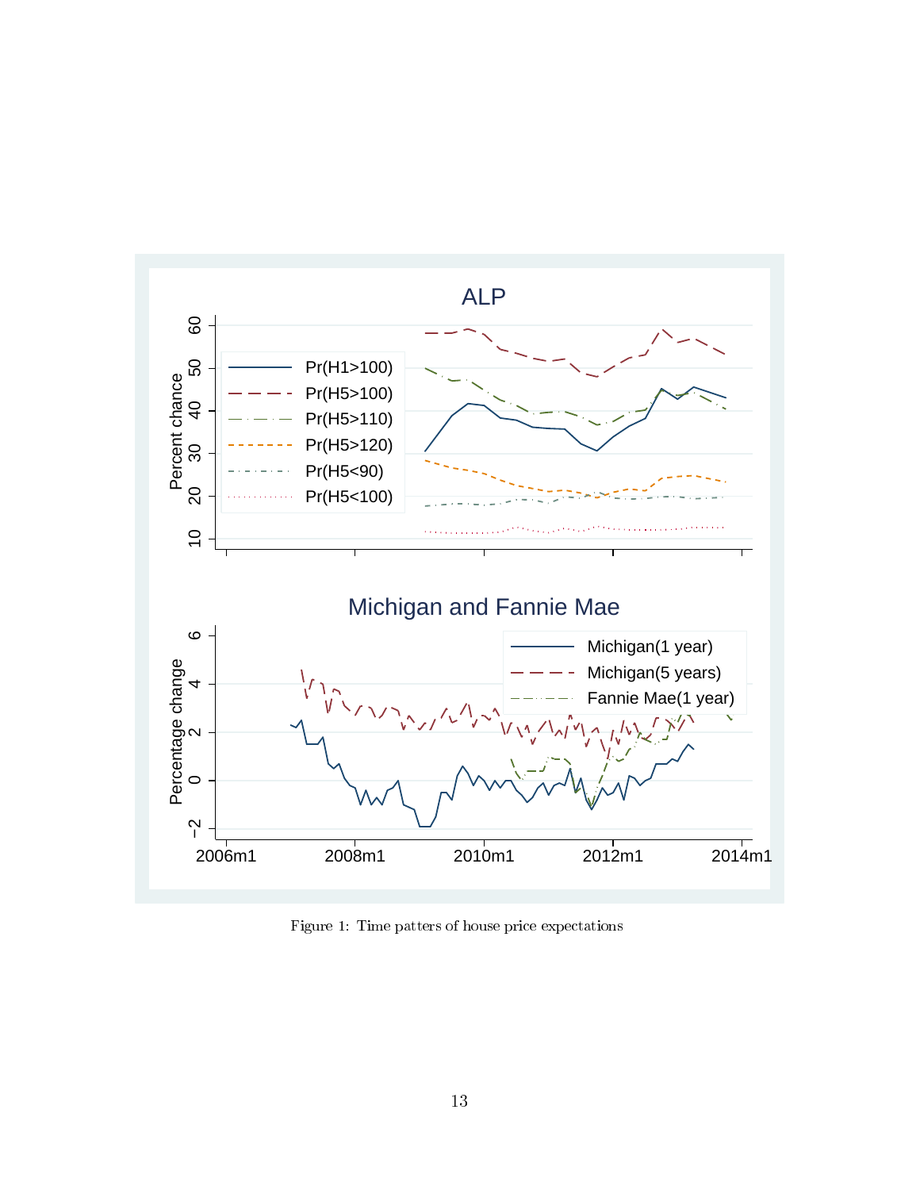Figure 1: Time patters of house price expectations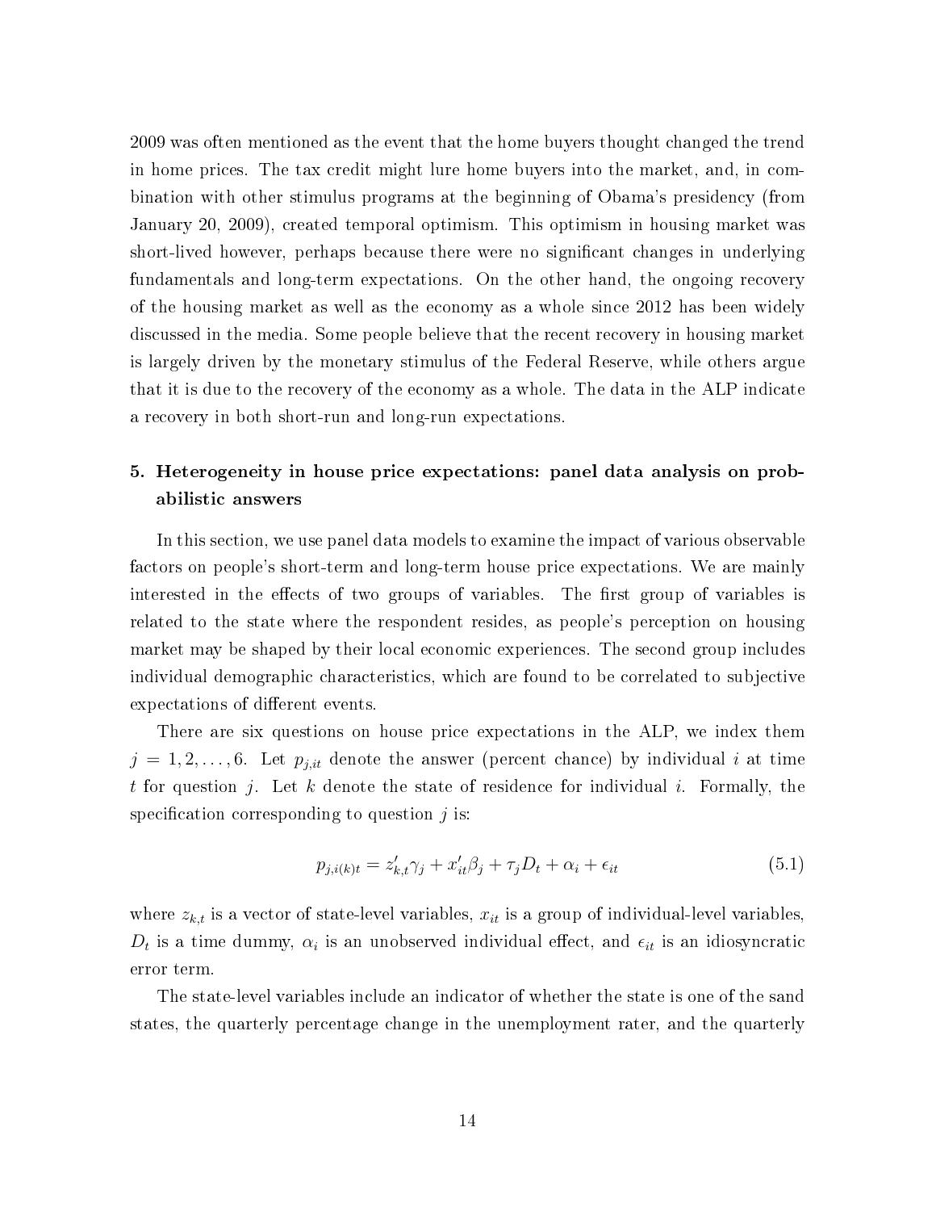2009 was often mentioned as the event that the home buyers thought changed the trend in home prices. The tax credit might lure home buyers into the market, and, in combination with other stimulus programs at the beginning of Obama's presidency (from January 20, 2009), created temporal optimism. This optimism in housing market was short-lived however, perhaps because there were no significant changes in underlying fundamentals and long-term expectations. On the other hand, the ongoing recovery of the housing market as well as the economy as a whole since 2012 has been widely discussed in the media. Some people believe that the recent recovery in housing market is largely driven by the monetary stimulus of the Federal Reserve, while others argue that it is due to the recovery of the economy as a whole. The data in the ALP indicate a recovery in both short-run and long-run expectations.

## 5. Heterogeneity in house price expectations: panel data analysis on probabilistic answers

In this section, we use panel data models to examine the impact of various observable factors on people's short-term and long-term house price expectations. We are mainly interested in the effects of two groups of variables. The first group of variables is related to the state where the respondent resides, as people's perception on housing market may be shaped by their local economic experiences. The second group includes individual demographic characteristics, which are found to be correlated to subjective expectations of different events.

There are six questions on house price expectations in the ALP, we index them $j = 1, 2, \ldots, 6$. Let $p_{j,it}$ denote the answer (percent chance) by individual $i$ at time $t$ for question $j$. Let $k$ denote the state of residence for individual $i$. Formally, the specification corresponding to question $j$ is:

$$p_{j,i(k)t} = z'_{k,t}\gamma_j + x'_{it}\beta_j + \tau_j D_t + \alpha_i + \epsilon_{it} \tag{5.1}$$

where $z_{k,t}$ is a vector of state-level variables, $x_{it}$ is a group of individual-level variables, $D_t$ is a time dummy, $\alpha_i$ is an unobserved individual effect, and $\epsilon_{it}$ is an idiosyncratic error term.

The state-level variables include an indicator of whether the state is one of the sand states, the quarterly percentage change in the unemployment rater, and the quarterly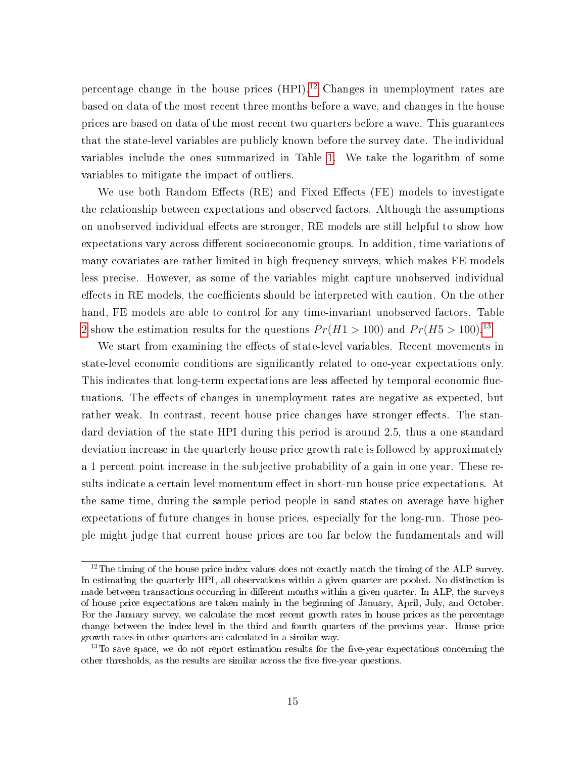percentage change in the house prices (HPI).[12] Changes in unemployment rates are based on data of the most recent three months before a wave, and changes in the house prices are based on data of the most recent two quarters before a wave. This guarantees that the state-level variables are publicly known before the survey date. The individual variables include the ones summarized in Table 1. We take the logarithm of some variables to mitigate the impact of outliers.

We use both Random Effects (RE) and Fixed Effects (FE) models to investigate the relationship between expectations and observed factors. Although the assumptions on unobserved individual effects are stronger, RE models are still helpful to show how expectations vary across different socioeconomic groups. In addition, time variations of many covariates are rather limited in high-frequency surveys, which makes FE models less precise. However, as some of the variables might capture unobserved individual effects in RE models, the coefficients should be interpreted with caution. On the other hand, FE models are able to control for any time-invariant unobserved factors. Table 2 show the estimation results for the questions $Pr(H1 > 100)$ and $Pr(H5 > 100)$.[13]

We start from examining the effects of state-level variables. Recent movements in state-level economic conditions are significantly related to one-year expectations only. This indicates that long-term expectations are less affected by temporal economic fluctuations. The effects of changes in unemployment rates are negative as expected, but rather weak. In contrast, recent house price changes have stronger effects. The standard deviation of the state HPI during this period is around 2.5, thus a one standard deviation increase in the quarterly house price growth rate is followed by approximately a 1 percent point increase in the subjective probability of a gain in one year. These results indicate a certain level momentum effect in short-run house price expectations. At the same time, during the sample period people in sand states on average have higher expectations of future changes in house prices, especially for the long-run. Those people might judge that current house prices are too far below the fundamentals and will

[12] The timing of the house price index values does not exactly match the timing of the ALP survey. In estimating the quarterly HPI, all observations within a given quarter are pooled. No distinction is made between transactions occurring in different months within a given quarter. In ALP, the surveys of house price expectations are taken mainly in the beginning of January, April, July, and October. For the January survey, we calculate the most recent growth rates in house prices as the percentage change between the index level in the third and fourth quarters of the previous year. House price growth rates in other quarters are calculated in a similar way.

[13] To save space, we do not report estimation results for the five-year expectations concerning the other thresholds, as the results are similar across the five five-year questions.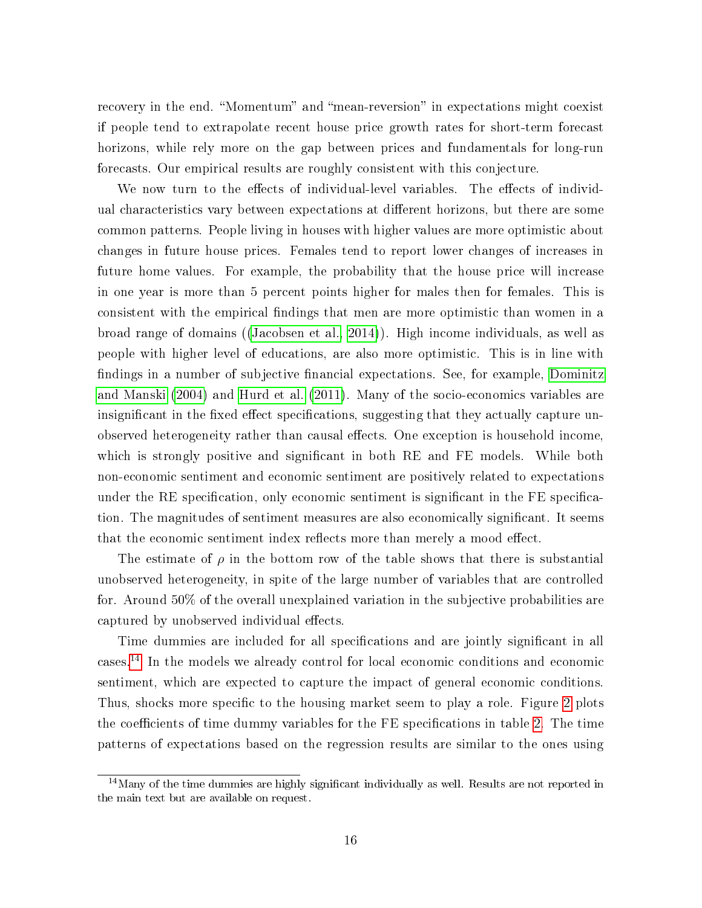recovery in the end. "Momentum" and "mean-reversion" in expectations might coexist if people tend to extrapolate recent house price growth rates for short-term forecast horizons, while rely more on the gap between prices and fundamentals for long-run forecasts. Our empirical results are roughly consistent with this conjecture.

We now turn to the effects of individual-level variables. The effects of individual characteristics vary between expectations at different horizons, but there are some common patterns. People living in houses with higher values are more optimistic about changes in future house prices. Females tend to report lower changes of increases in future home values. For example, the probability that the house price will increase in one year is more than 5 percent points higher for males then for females. This is consistent with the empirical findings that men are more optimistic than women in a broad range of domains ((Jacobsen et al., 2014)). High income individuals, as well as people with higher level of educations, are also more optimistic. This is in line with findings in a number of subjective financial expectations. See, for example, Dominitz and Manski (2004) and Hurd et al. (2011). Many of the socio-economics variables are insignificant in the fixed effect specifications, suggesting that they actually capture unobserved heterogeneity rather than causal effects. One exception is household income, which is strongly positive and significant in both RE and FE models. While both non-economic sentiment and economic sentiment are positively related to expectations under the RE specification, only economic sentiment is significant in the FE specification. The magnitudes of sentiment measures are also economically significant. It seems that the economic sentiment index reflects more than merely a mood effect.

The estimate of $\rho$ in the bottom row of the table shows that there is substantial unobserved heterogeneity, in spite of the large number of variables that are controlled for. Around 50% of the overall unexplained variation in the subjective probabilities are captured by unobserved individual effects.

Time dummies are included for all specifications and are jointly significant in all cases.[14] In the models we already control for local economic conditions and economic sentiment, which are expected to capture the impact of general economic conditions. Thus, shocks more specific to the housing market seem to play a role. Figure 2 plots the coefficients of time dummy variables for the FE specifications in table 2. The time patterns of expectations based on the regression results are similar to the ones using

[14] Many of the time dummies are highly significant individually as well. Results are not reported in the main text but are available on request.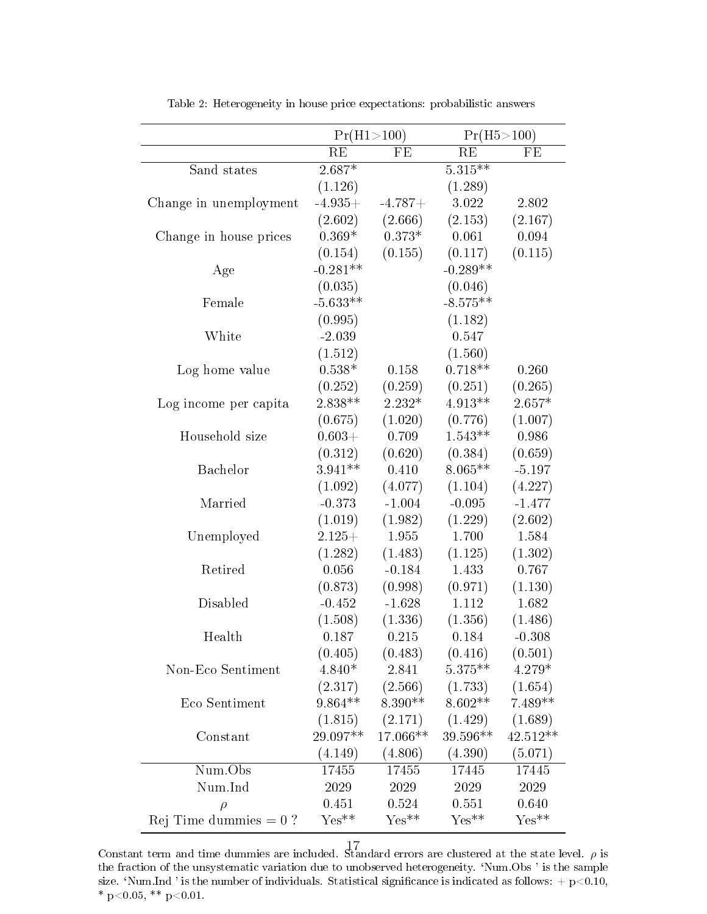Table 2: Heterogeneity in house price expectations: probabilistic answers

| | Pr(H1>100) | | Pr(H5>100) | |
|---|---|---|---|---|
| | RE | FE | RE | FE |
| Sand states | 2.687* | | 5.315** | |
| | (1.126) | | (1.289) | |
| Change in unemployment | -4.935+ | -4.787+ | 3.022 | 2.802 |
| | (2.602) | (2.666) | (2.153) | (2.167) |
| Change in house prices | 0.369* | 0.373* | 0.061 | 0.094 |
| | (0.154) | (0.155) | (0.117) | (0.115) |
| Age | -0.281** | | -0.289** | |
| | (0.035) | | (0.046) | |
| Female | -5.633** | | -8.575** | |
| | (0.995) | | (1.182) | |
| White | -2.039 | | 0.547 | |
| | (1.512) | | (1.560) | |
| Log home value | 0.538* | 0.158 | 0.718** | 0.260 |
| | (0.252) | (0.259) | (0.251) | (0.265) |
| Log income per capita | 2.838** | 2.232* | 4.913** | 2.657* |
| | (0.675) | (1.020) | (0.776) | (1.007) |
| Household size | 0.603+ | 0.709 | 1.543** | 0.986 |
| | (0.312) | (0.620) | (0.384) | (0.659) |
| Bachelor | 3.941** | 0.410 | 8.065** | -5.197 |
| | (1.092) | (4.077) | (1.104) | (4.227) |
| Married | -0.373 | -1.004 | -0.095 | -1.477 |
| | (1.019) | (1.982) | (1.229) | (2.602) |
| Unemployed | 2.125+ | 1.955 | 1.700 | 1.584 |
| | (1.282) | (1.483) | (1.125) | (1.302) |
| Retired | 0.056 | -0.184 | 1.433 | 0.767 |
| | (0.873) | (0.998) | (0.971) | (1.130) |
| Disabled | -0.452 | -1.628 | 1.112 | 1.682 |
| | (1.508) | (1.336) | (1.356) | (1.486) |
| Health | 0.187 | 0.215 | 0.184 | -0.308 |
| | (0.405) | (0.483) | (0.416) | (0.501) |
| Non-Eco Sentiment | 4.840* | 2.841 | 5.375** | 4.279* |
| | (2.317) | (2.566) | (1.733) | (1.654) |
| Eco Sentiment | 9.864** | 8.390** | 8.602** | 7.489** |
| | (1.815) | (2.171) | (1.429) | (1.689) |
| Constant | 29.097** | 17.066** | 39.596** | 42.512** |
| | (4.149) | (4.806) | (4.390) | (5.071) |
| Num.Obs | 17455 | 17455 | 17445 | 17445 |
| Num.Ind | 2029 | 2029 | 2029 | 2029 |
| $\rho$ | 0.451 | 0.524 | 0.551 | 0.640 |
| Rej Time dummies = 0 ? | Yes** | Yes** | Yes** | Yes** |

Constant term and time dummies are included. Standard errors are clustered at the state level. $\rho$ is the fraction of the unsystematic variation due to unobserved heterogeneity. 'Num.Obs ' is the sample size. 'Num.Ind ' is the number of individuals. Statistical significance is indicated as follows: + $p<0.10$, * $p<0.05$, ** $p<0.01$.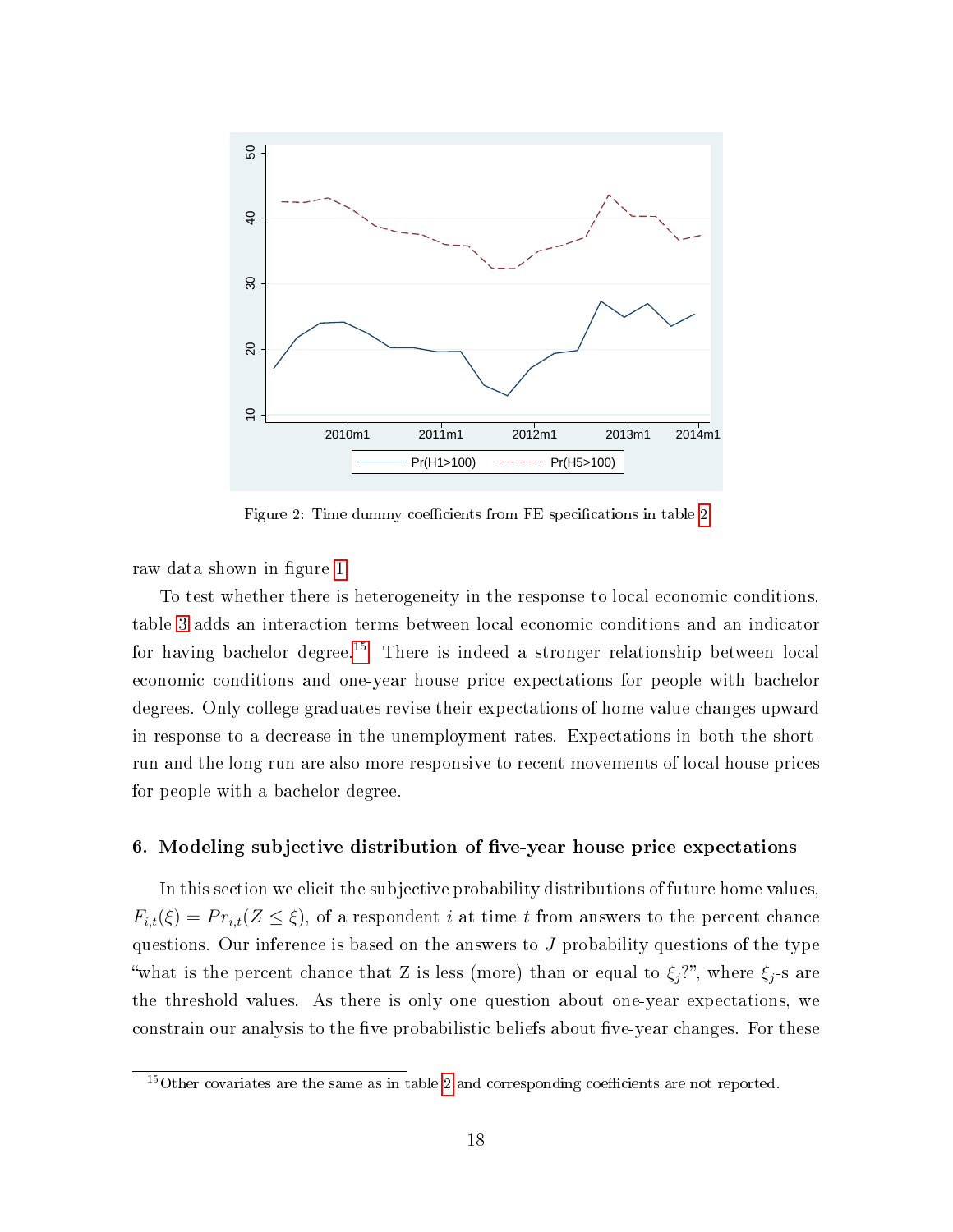Figure 2: Time dummy coefficients from FE specifications in table 2

raw data shown in figure 1.

To test whether there is heterogeneity in the response to local economic conditions, table 3 adds an interaction terms between local economic conditions and an indicator for having bachelor degree.[15] There is indeed a stronger relationship between local economic conditions and one-year house price expectations for people with bachelor degrees. Only college graduates revise their expectations of home value changes upward in response to a decrease in the unemployment rates. Expectations in both the short-run and the long-run are also more responsive to recent movements of local house prices for people with a bachelor degree.

## 6. Modeling subjective distribution of five-year house price expectations

In this section we elicit the subjective probability distributions of future home values, $F_{i,t}(\xi) = Pr_{i,t}(Z \leq \xi)$, of a respondent $i$ at time $t$ from answers to the percent chance questions. Our inference is based on the answers to $J$ probability questions of the type "what is the percent chance that Z is less (more) than or equal to $\xi_j$?", where $\xi_j$-s are the threshold values. As there is only one question about one-year expectations, we constrain our analysis to the five probabilistic beliefs about five-year changes. For these

[15] Other covariates are the same as in table 2 and corresponding coefficients are not reported.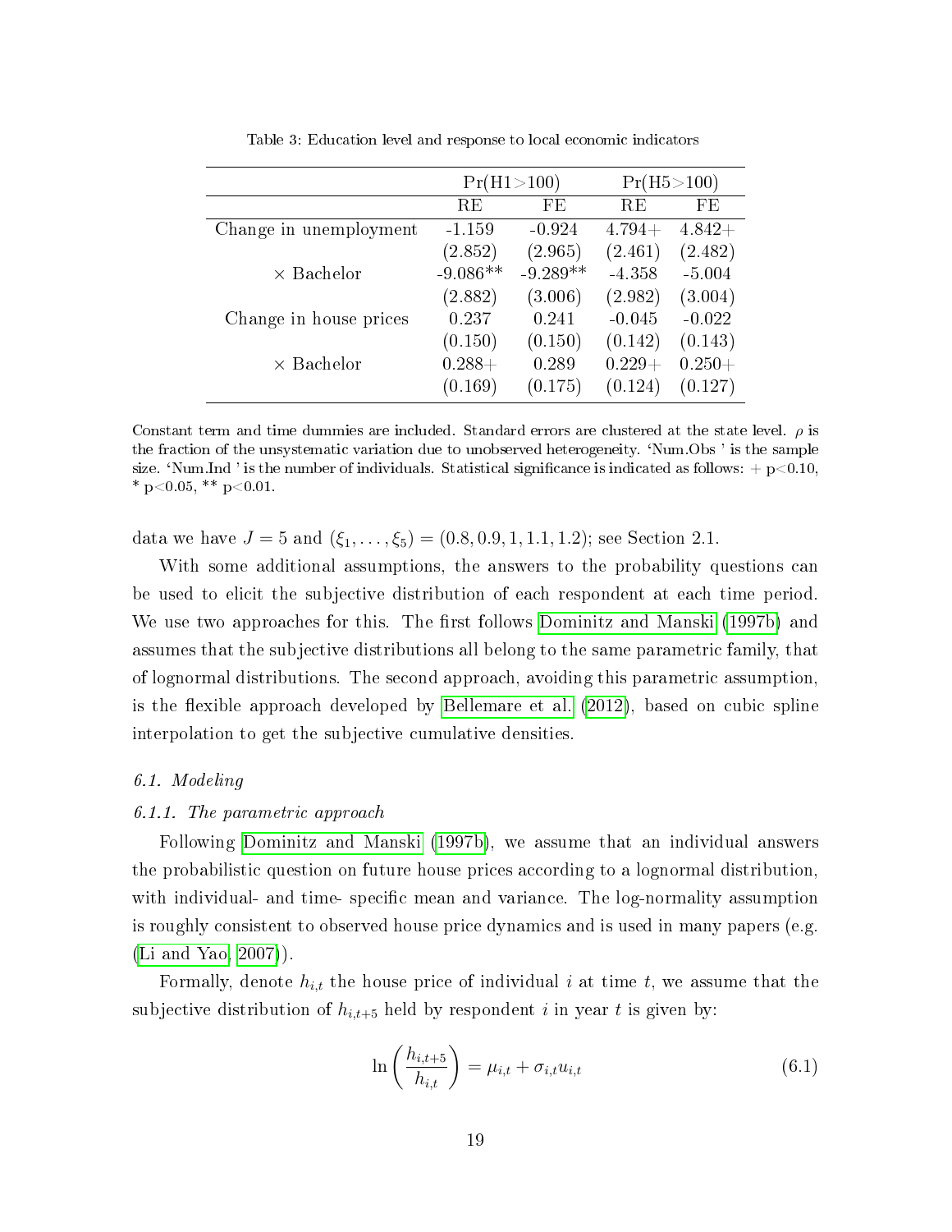Table 3: Education level and response to local economic indicators

| | Pr(H1>100) | | Pr(H5>100) | |
|---|---|---|---|---|
| | RE | FE | RE | FE |
| Change in unemployment | -1.159 | -0.924 | 4.794+ | 4.842+ |
| | (2.852) | (2.965) | (2.461) | (2.482) |
| × Bachelor | -9.086** | -9.289** | -4.358 | -5.004 |
| | (2.882) | (3.006) | (2.982) | (3.004) |
| Change in house prices | 0.237 | 0.241 | -0.045 | -0.022 |
| | (0.150) | (0.150) | (0.142) | (0.143) |
| × Bachelor | 0.288+ | 0.289 | 0.229+ | 0.250+ |
| | (0.169) | (0.175) | (0.124) | (0.127) |

Constant term and time dummies are included. Standard errors are clustered at the state level. $\rho$ is the fraction of the unsystematic variation due to unobserved heterogeneity. 'Num.Obs ' is the sample size. 'Num.Ind ' is the number of individuals. Statistical significance is indicated as follows: + p<0.10, * p<0.05, ** p<0.01.

data we have $J = 5$ and $(\xi_1, \ldots, \xi_5) = (0.8, 0.9, 1, 1.1, 1.2)$; see Section 2.1.

With some additional assumptions, the answers to the probability questions can be used to elicit the subjective distribution of each respondent at each time period. We use two approaches for this. The first follows Dominitz and Manski (1997b) and assumes that the subjective distributions all belong to the same parametric family, that of lognormal distributions. The second approach, avoiding this parametric assumption, is the flexible approach developed by Bellemare et al. (2012), based on cubic spline interpolation to get the subjective cumulative densities.

### *6.1. Modeling*

#### *6.1.1. The parametric approach*

Following Dominitz and Manski (1997b), we assume that an individual answers the probabilistic question on future house prices according to a lognormal distribution, with individual- and time- specific mean and variance. The log-normality assumption is roughly consistent to observed house price dynamics and is used in many papers (e.g. (Li and Yao, 2007)).

Formally, denote $h_{i,t}$ the house price of individual $i$ at time $t$, we assume that the subjective distribution of $h_{i,t+5}$ held by respondent $i$ in year $t$ is given by:

$$\ln\left(\frac{h_{i,t+5}}{h_{i,t}}\right) = \mu_{i,t} + \sigma_{i,t} u_{i,t} \tag{6.1}$$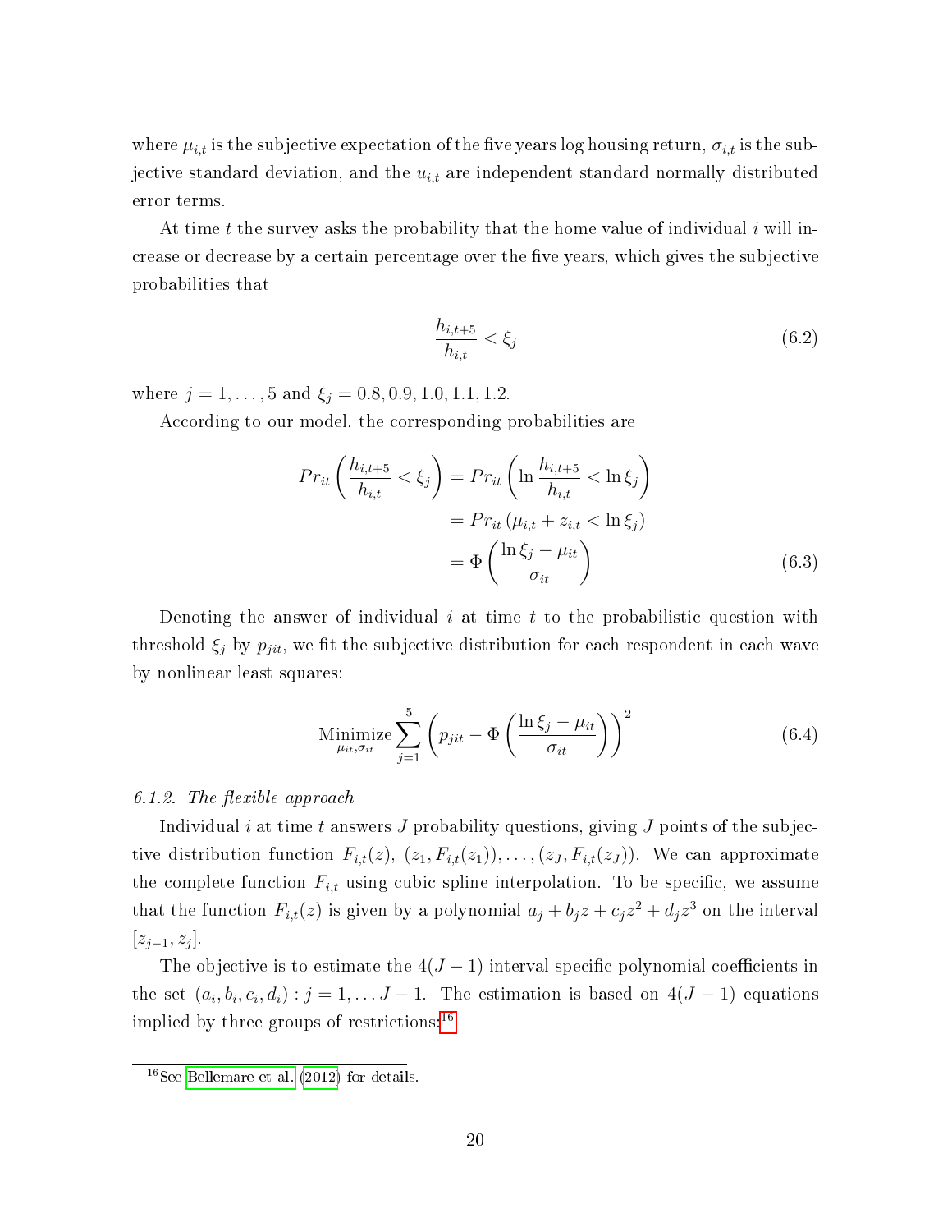where $\mu_{i,t}$ is the subjective expectation of the five years log housing return, $\sigma_{i,t}$ is the subjective standard deviation, and the $u_{i,t}$ are independent standard normally distributed error terms.

At time $t$ the survey asks the probability that the home value of individual $i$ will increase or decrease by a certain percentage over the five years, which gives the subjective probabilities that

$$\frac{h_{i,t+5}}{h_{i,t}} < \xi_j \tag{6.2}$$

where $j = 1, \ldots, 5$ and $\xi_j = 0.8, 0.9, 1.0, 1.1, 1.2$.

According to our model, the corresponding probabilities are

$$\begin{aligned} Pr_{it}\left(\frac{h_{i,t+5}}{h_{i,t}} < \xi_j\right) &= Pr_{it}\left(\ln\frac{h_{i,t+5}}{h_{i,t}} < \ln\xi_j\right) \\ &= Pr_{it}\left(\mu_{i,t} + z_{i,t} < \ln\xi_j\right) \\ &= \Phi\left(\frac{\ln\xi_j - \mu_{it}}{\sigma_{it}}\right) \end{aligned} \tag{6.3}$$

Denoting the answer of individual $i$ at time $t$ to the probabilistic question with threshold $\xi_j$ by $p_{jit}$, we fit the subjective distribution for each respondent in each wave by nonlinear least squares:

$$\underset{\mu_{it},\sigma_{it}}{\text{Minimize}} \sum_{j=1}^{5}\left(p_{jit} - \Phi\left(\frac{\ln\xi_j - \mu_{it}}{\sigma_{it}}\right)\right)^2 \tag{6.4}$$

*6.1.2. The flexible approach*

Individual $i$ at time $t$ answers $J$ probability questions, giving $J$ points of the subjective distribution function $F_{i,t}(z)$, $(z_1, F_{i,t}(z_1)), \ldots, (z_J, F_{i,t}(z_J))$. We can approximate the complete function $F_{i,t}$ using cubic spline interpolation. To be specific, we assume that the function $F_{i,t}(z)$ is given by a polynomial $a_j + b_j z + c_j z^2 + d_j z^3$ on the interval $[z_{j-1}, z_j]$.

The objective is to estimate the $4(J-1)$ interval specific polynomial coefficients in the set $(a_i, b_i, c_i, d_i) : j = 1, \ldots J-1$. The estimation is based on $4(J-1)$ equations implied by three groups of restrictions:[16]

[16] See Bellemare et al. (2012) for details.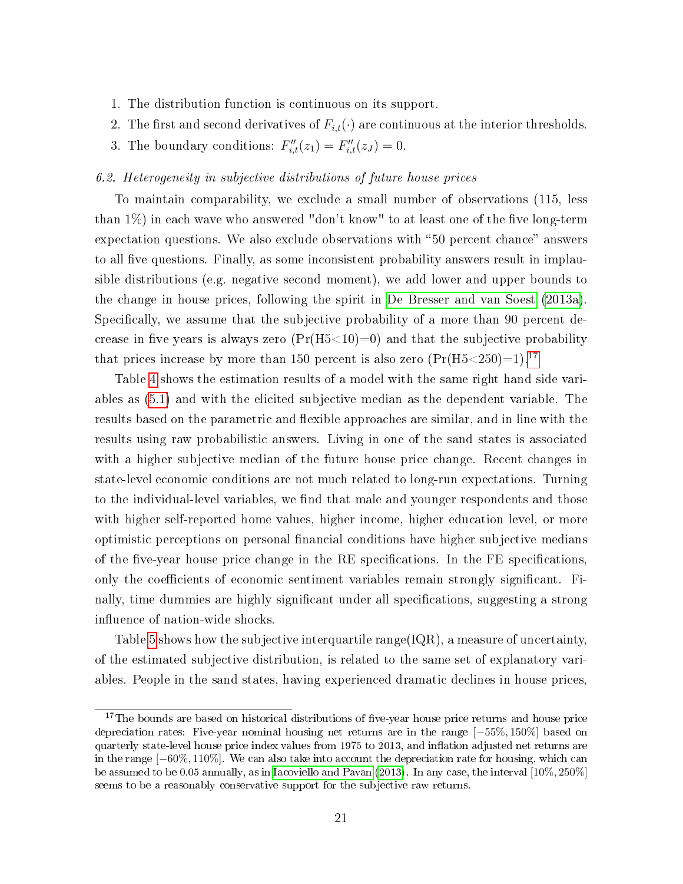1. The distribution function is continuous on its support.
2. The first and second derivatives of $F_{i,t}(\cdot)$ are continuous at the interior thresholds.
3. The boundary conditions: $F''_{i,t}(z_1) = F''_{i,t}(z_J) = 0$.

### *6.2. Heterogeneity in subjective distributions of future house prices*

To maintain comparability, we exclude a small number of observations (115, less than 1%) in each wave who answered "don't know" to at least one of the five long-term expectation questions. We also exclude observations with "50 percent chance" answers to all five questions. Finally, as some inconsistent probability answers result in implausible distributions (e.g. negative second moment), we add lower and upper bounds to the change in house prices, following the spirit in De Bresser and van Soest (2013a). Specifically, we assume that the subjective probability of a more than 90 percent decrease in five years is always zero (Pr(H5<10)=0) and that the subjective probability that prices increase by more than 150 percent is also zero (Pr(H5<250)=1).[17]

Table 4 shows the estimation results of a model with the same right hand side variables as (5.1) and with the elicited subjective median as the dependent variable. The results based on the parametric and flexible approaches are similar, and in line with the results using raw probabilistic answers. Living in one of the sand states is associated with a higher subjective median of the future house price change. Recent changes in state-level economic conditions are not much related to long-run expectations. Turning to the individual-level variables, we find that male and younger respondents and those with higher self-reported home values, higher income, higher education level, or more optimistic perceptions on personal financial conditions have higher subjective medians of the five-year house price change in the RE specifications. In the FE specifications, only the coefficients of economic sentiment variables remain strongly significant. Finally, time dummies are highly significant under all specifications, suggesting a strong influence of nation-wide shocks.

Table 5 shows how the subjective interquartile range(IQR), a measure of uncertainty, of the estimated subjective distribution, is related to the same set of explanatory variables. People in the sand states, having experienced dramatic declines in house prices,

[17] The bounds are based on historical distributions of five-year house price returns and house price depreciation rates: Five-year nominal housing net returns are in the range $[-55\%, 150\%]$ based on quarterly state-level house price index values from 1975 to 2013, and inflation adjusted net returns are in the range $[-60\%, 110\%]$. We can also take into account the depreciation rate for housing, which can be assumed to be 0.05 annually, as in Iacoviello and Pavan (2013). In any case, the interval $[10\%, 250\%]$ seems to be a reasonably conservative support for the subjective raw returns.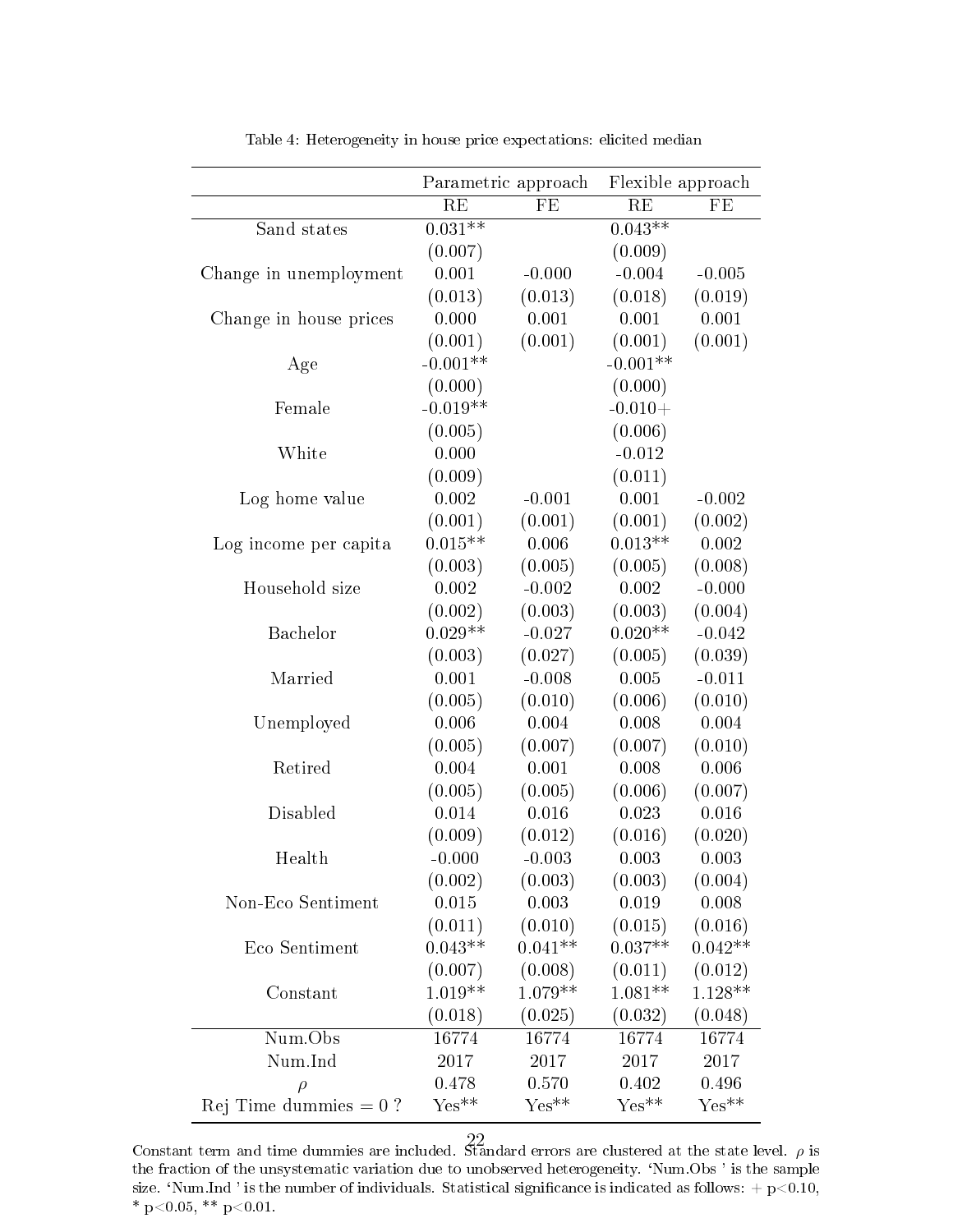Table 4: Heterogeneity in house price expectations: elicited median

| | Parametric approach | | Flexible approach | |
|---|---|---|---|---|
| | RE | FE | RE | FE |
| Sand states | 0.031** | | 0.043** | |
| | (0.007) | | (0.009) | |
| Change in unemployment | 0.001 | -0.000 | -0.004 | -0.005 |
| | (0.013) | (0.013) | (0.018) | (0.019) |
| Change in house prices | 0.000 | 0.001 | 0.001 | 0.001 |
| | (0.001) | (0.001) | (0.001) | (0.001) |
| Age | -0.001** | | -0.001** | |
| | (0.000) | | (0.000) | |
| Female | -0.019** | | -0.010+ | |
| | (0.005) | | (0.006) | |
| White | 0.000 | | -0.012 | |
| | (0.009) | | (0.011) | |
| Log home value | 0.002 | -0.001 | 0.001 | -0.002 |
| | (0.001) | (0.001) | (0.001) | (0.002) |
| Log income per capita | 0.015** | 0.006 | 0.013** | 0.002 |
| | (0.003) | (0.005) | (0.005) | (0.008) |
| Household size | 0.002 | -0.002 | 0.002 | -0.000 |
| | (0.002) | (0.003) | (0.003) | (0.004) |
| Bachelor | 0.029** | -0.027 | 0.020** | -0.042 |
| | (0.003) | (0.027) | (0.005) | (0.039) |
| Married | 0.001 | -0.008 | 0.005 | -0.011 |
| | (0.005) | (0.010) | (0.006) | (0.010) |
| Unemployed | 0.006 | 0.004 | 0.008 | 0.004 |
| | (0.005) | (0.007) | (0.007) | (0.010) |
| Retired | 0.004 | 0.001 | 0.008 | 0.006 |
| | (0.005) | (0.005) | (0.006) | (0.007) |
| Disabled | 0.014 | 0.016 | 0.023 | 0.016 |
| | (0.009) | (0.012) | (0.016) | (0.020) |
| Health | -0.000 | -0.003 | 0.003 | 0.003 |
| | (0.002) | (0.003) | (0.003) | (0.004) |
| Non-Eco Sentiment | 0.015 | 0.003 | 0.019 | 0.008 |
| | (0.011) | (0.010) | (0.015) | (0.016) |
| Eco Sentiment | 0.043** | 0.041** | 0.037** | 0.042** |
| | (0.007) | (0.008) | (0.011) | (0.012) |
| Constant | 1.019** | 1.079** | 1.081** | 1.128** |
| | (0.018) | (0.025) | (0.032) | (0.048) |
| Num.Obs | 16774 | 16774 | 16774 | 16774 |
| Num.Ind | 2017 | 2017 | 2017 | 2017 |
| $\rho$ | 0.478 | 0.570 | 0.402 | 0.496 |
| Rej Time dummies = 0 ? | Yes** | Yes** | Yes** | Yes** |

Constant term and time dummies are included. Standard errors are clustered at the state level. $\rho$ is the fraction of the unsystematic variation due to unobserved heterogeneity. 'Num.Obs ' is the sample size. 'Num.Ind ' is the number of individuals. Statistical significance is indicated as follows: + p<0.10, * p<0.05, ** p<0.01.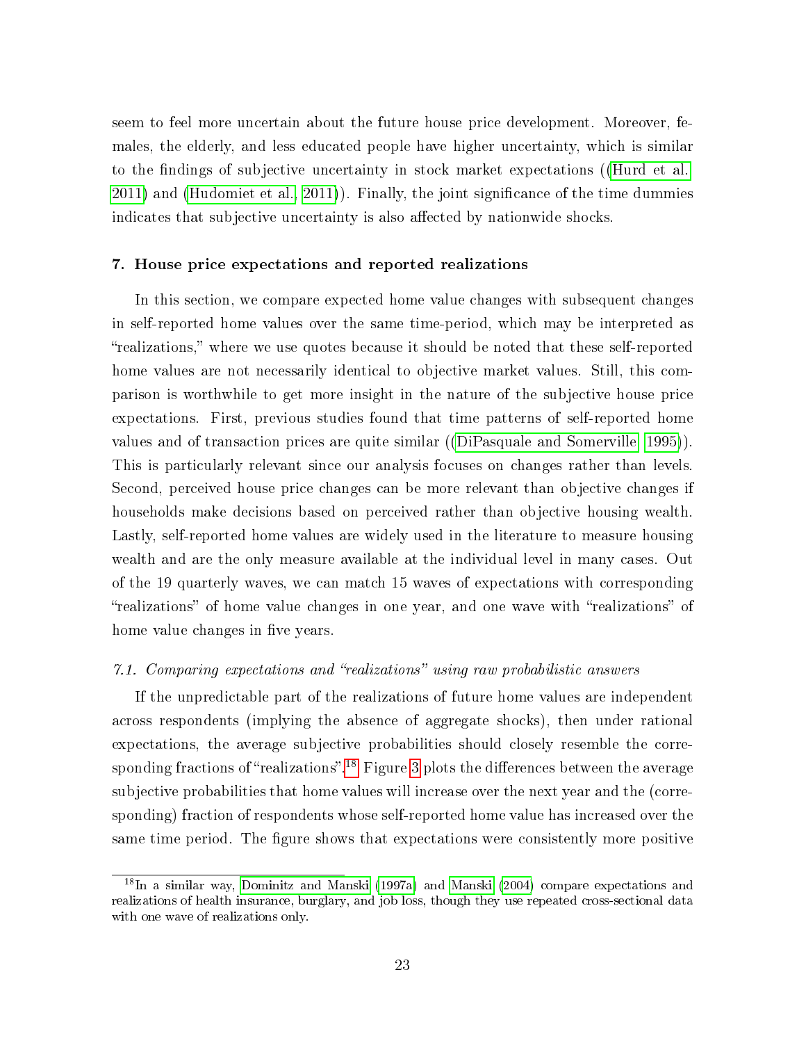seem to feel more uncertain about the future house price development. Moreover, females, the elderly, and less educated people have higher uncertainty, which is similar to the findings of subjective uncertainty in stock market expectations ((Hurd et al. 2011) and (Hudomiet et al., 2011)). Finally, the joint significance of the time dummies indicates that subjective uncertainty is also affected by nationwide shocks.

## 7. House price expectations and reported realizations

In this section, we compare expected home value changes with subsequent changes in self-reported home values over the same time-period, which may be interpreted as "realizations," where we use quotes because it should be noted that these self-reported home values are not necessarily identical to objective market values. Still, this comparison is worthwhile to get more insight in the nature of the subjective house price expectations. First, previous studies found that time patterns of self-reported home values and of transaction prices are quite similar ((DiPasquale and Somerville, 1995)). This is particularly relevant since our analysis focuses on changes rather than levels. Second, perceived house price changes can be more relevant than objective changes if households make decisions based on perceived rather than objective housing wealth. Lastly, self-reported home values are widely used in the literature to measure housing wealth and are the only measure available at the individual level in many cases. Out of the 19 quarterly waves, we can match 15 waves of expectations with corresponding "realizations" of home value changes in one year, and one wave with "realizations" of home value changes in five years.

### *7.1. Comparing expectations and "realizations" using raw probabilistic answers*

If the unpredictable part of the realizations of future home values are independent across respondents (implying the absence of aggregate shocks), then under rational expectations, the average subjective probabilities should closely resemble the corresponding fractions of "realizations".[18] Figure 3 plots the differences between the average subjective probabilities that home values will increase over the next year and the (corresponding) fraction of respondents whose self-reported home value has increased over the same time period. The figure shows that expectations were consistently more positive

[18] In a similar way, Dominitz and Manski (1997a) and Manski (2004) compare expectations and realizations of health insurance, burglary, and job loss, though they use repeated cross-sectional data with one wave of realizations only.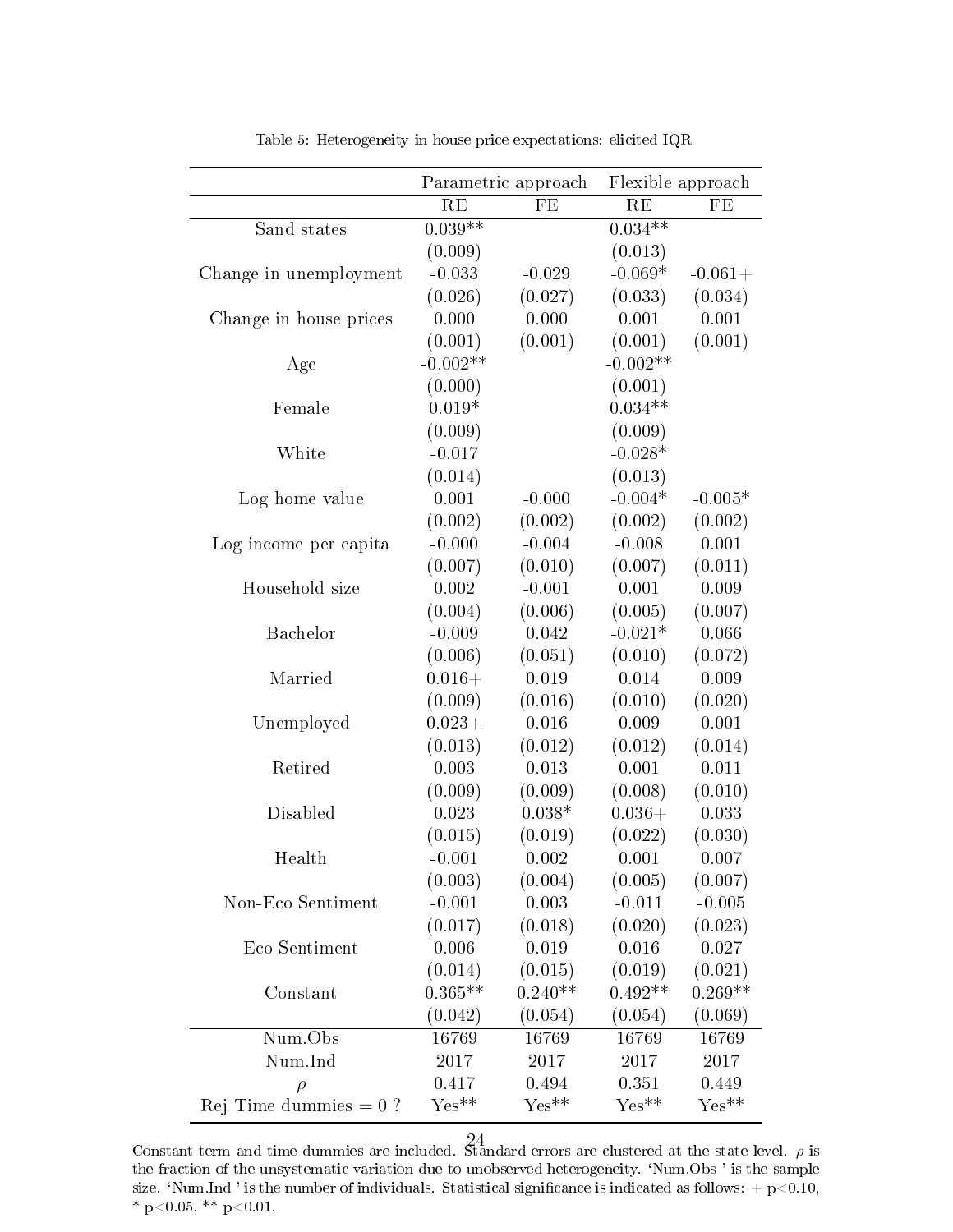Table 5: Heterogeneity in house price expectations: elicited IQR

| | Parametric approach | | Flexible approach | |
|---|---|---|---|---|
| | RE | FE | RE | FE |
| Sand states | 0.039** | | 0.034** | |
| | (0.009) | | (0.013) | |
| Change in unemployment | -0.033 | -0.029 | -0.069* | -0.061+ |
| | (0.026) | (0.027) | (0.033) | (0.034) |
| Change in house prices | 0.000 | 0.000 | 0.001 | 0.001 |
| | (0.001) | (0.001) | (0.001) | (0.001) |
| Age | -0.002** | | -0.002** | |
| | (0.000) | | (0.001) | |
| Female | 0.019* | | 0.034** | |
| | (0.009) | | (0.009) | |
| White | -0.017 | | -0.028* | |
| | (0.014) | | (0.013) | |
| Log home value | 0.001 | -0.000 | -0.004* | -0.005* |
| | (0.002) | (0.002) | (0.002) | (0.002) |
| Log income per capita | -0.000 | -0.004 | -0.008 | 0.001 |
| | (0.007) | (0.010) | (0.007) | (0.011) |
| Household size | 0.002 | -0.001 | 0.001 | 0.009 |
| | (0.004) | (0.006) | (0.005) | (0.007) |
| Bachelor | -0.009 | 0.042 | -0.021* | 0.066 |
| | (0.006) | (0.051) | (0.010) | (0.072) |
| Married | 0.016+ | 0.019 | 0.014 | 0.009 |
| | (0.009) | (0.016) | (0.010) | (0.020) |
| Unemployed | 0.023+ | 0.016 | 0.009 | 0.001 |
| | (0.013) | (0.012) | (0.012) | (0.014) |
| Retired | 0.003 | 0.013 | 0.001 | 0.011 |
| | (0.009) | (0.009) | (0.008) | (0.010) |
| Disabled | 0.023 | 0.038* | 0.036+ | 0.033 |
| | (0.015) | (0.019) | (0.022) | (0.030) |
| Health | -0.001 | 0.002 | 0.001 | 0.007 |
| | (0.003) | (0.004) | (0.005) | (0.007) |
| Non-Eco Sentiment | -0.001 | 0.003 | -0.011 | -0.005 |
| | (0.017) | (0.018) | (0.020) | (0.023) |
| Eco Sentiment | 0.006 | 0.019 | 0.016 | 0.027 |
| | (0.014) | (0.015) | (0.019) | (0.021) |
| Constant | 0.365** | 0.240** | 0.492** | 0.269** |
| | (0.042) | (0.054) | (0.054) | (0.069) |
| Num.Obs | 16769 | 16769 | 16769 | 16769 |
| Num.Ind | 2017 | 2017 | 2017 | 2017 |
| $\rho$ | 0.417 | 0.494 | 0.351 | 0.449 |
| Rej Time dummies = 0 ? | Yes** | Yes** | Yes** | Yes** |

Constant term and time dummies are included. Standard errors are clustered at the state level. $\rho$ is the fraction of the unsystematic variation due to unobserved heterogeneity. 'Num.Obs ' is the sample size. 'Num.Ind ' is the number of individuals. Statistical significance is indicated as follows: + $p<0.10$, * $p<0.05$, ** $p<0.01$.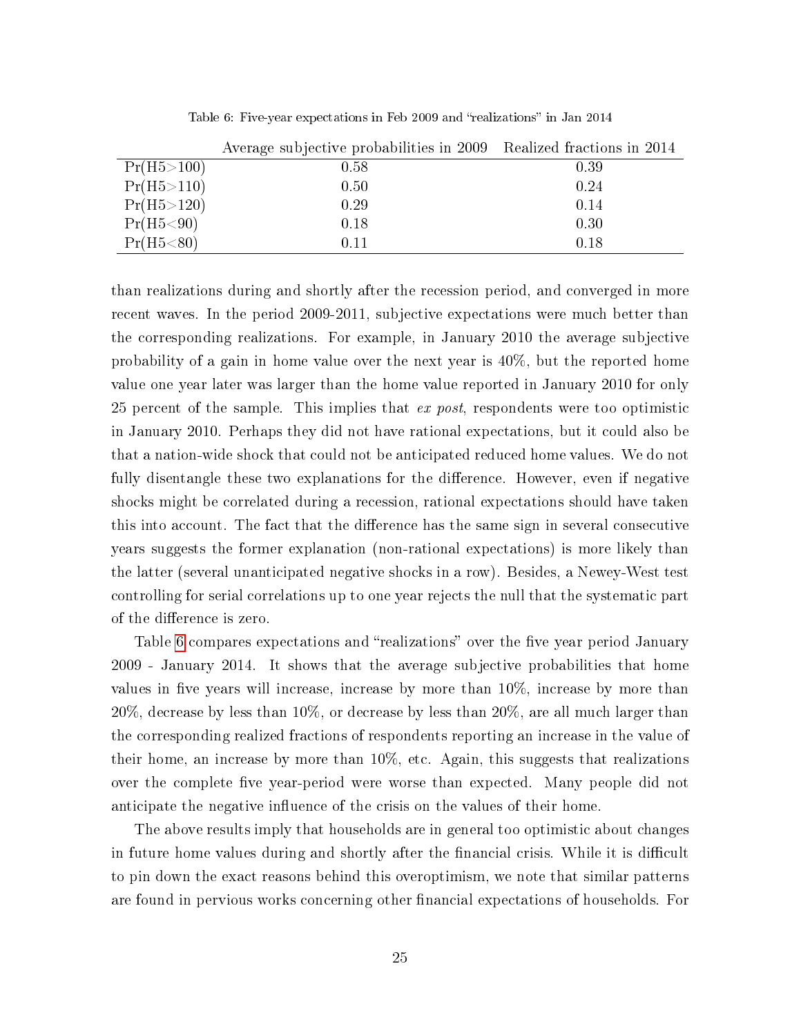Table 6: Five-year expectations in Feb 2009 and "realizations" in Jan 2014

| | Average subjective probabilities in 2009 | Realized fractions in 2014 |
|---|---|---|
| Pr(H5>100) | 0.58 | 0.39 |
| Pr(H5>110) | 0.50 | 0.24 |
| Pr(H5>120) | 0.29 | 0.14 |
| Pr(H5<90) | 0.18 | 0.30 |
| Pr(H5<80) | 0.11 | 0.18 |

than realizations during and shortly after the recession period, and converged in more recent waves. In the period 2009-2011, subjective expectations were much better than the corresponding realizations. For example, in January 2010 the average subjective probability of a gain in home value over the next year is 40%, but the reported home value one year later was larger than the home value reported in January 2010 for only 25 percent of the sample. This implies that *ex post*, respondents were too optimistic in January 2010. Perhaps they did not have rational expectations, but it could also be that a nation-wide shock that could not be anticipated reduced home values. We do not fully disentangle these two explanations for the difference. However, even if negative shocks might be correlated during a recession, rational expectations should have taken this into account. The fact that the difference has the same sign in several consecutive years suggests the former explanation (non-rational expectations) is more likely than the latter (several unanticipated negative shocks in a row). Besides, a Newey-West test controlling for serial correlations up to one year rejects the null that the systematic part of the difference is zero.

Table 6 compares expectations and "realizations" over the five year period January 2009 - January 2014. It shows that the average subjective probabilities that home values in five years will increase, increase by more than 10%, increase by more than 20%, decrease by less than 10%, or decrease by less than 20%, are all much larger than the corresponding realized fractions of respondents reporting an increase in the value of their home, an increase by more than 10%, etc. Again, this suggests that realizations over the complete five year-period were worse than expected. Many people did not anticipate the negative influence of the crisis on the values of their home.

The above results imply that households are in general too optimistic about changes in future home values during and shortly after the financial crisis. While it is difficult to pin down the exact reasons behind this overoptimism, we note that similar patterns are found in pervious works concerning other financial expectations of households. For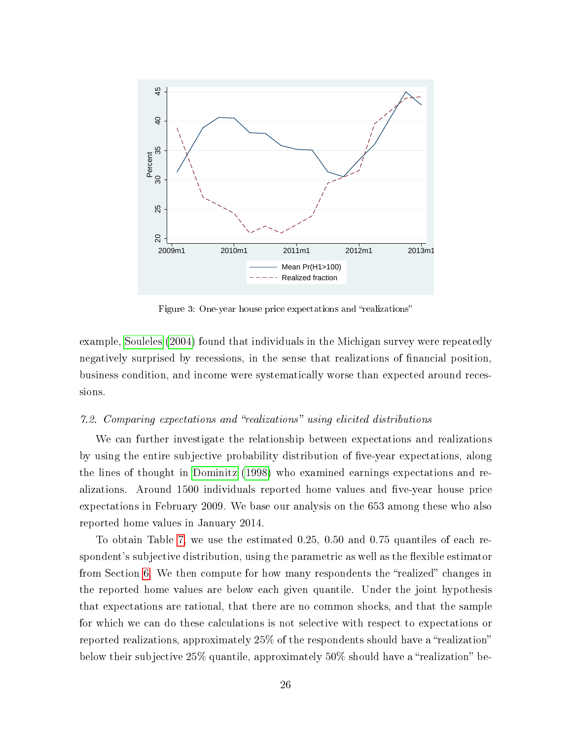Figure 3: One-year house price expectations and "realizations"

example, Souleles (2004) found that individuals in the Michigan survey were repeatedly negatively surprised by recessions, in the sense that realizations of financial position, business condition, and income were systematically worse than expected around recessions.

*7.2. Comparing expectations and "realizations" using elicited distributions*

We can further investigate the relationship between expectations and realizations by using the entire subjective probability distribution of five-year expectations, along the lines of thought in Dominitz (1998) who examined earnings expectations and realizations. Around 1500 individuals reported home values and five-year house price expectations in February 2009. We base our analysis on the 653 among these who also reported home values in January 2014.

To obtain Table 7, we use the estimated 0.25, 0.50 and 0.75 quantiles of each respondent's subjective distribution, using the parametric as well as the flexible estimator from Section 6. We then compute for how many respondents the "realized" changes in the reported home values are below each given quantile. Under the joint hypothesis that expectations are rational, that there are no common shocks, and that the sample for which we can do these calculations is not selective with respect to expectations or reported realizations, approximately 25% of the respondents should have a "realization" below their subjective 25% quantile, approximately 50% should have a "realization" be-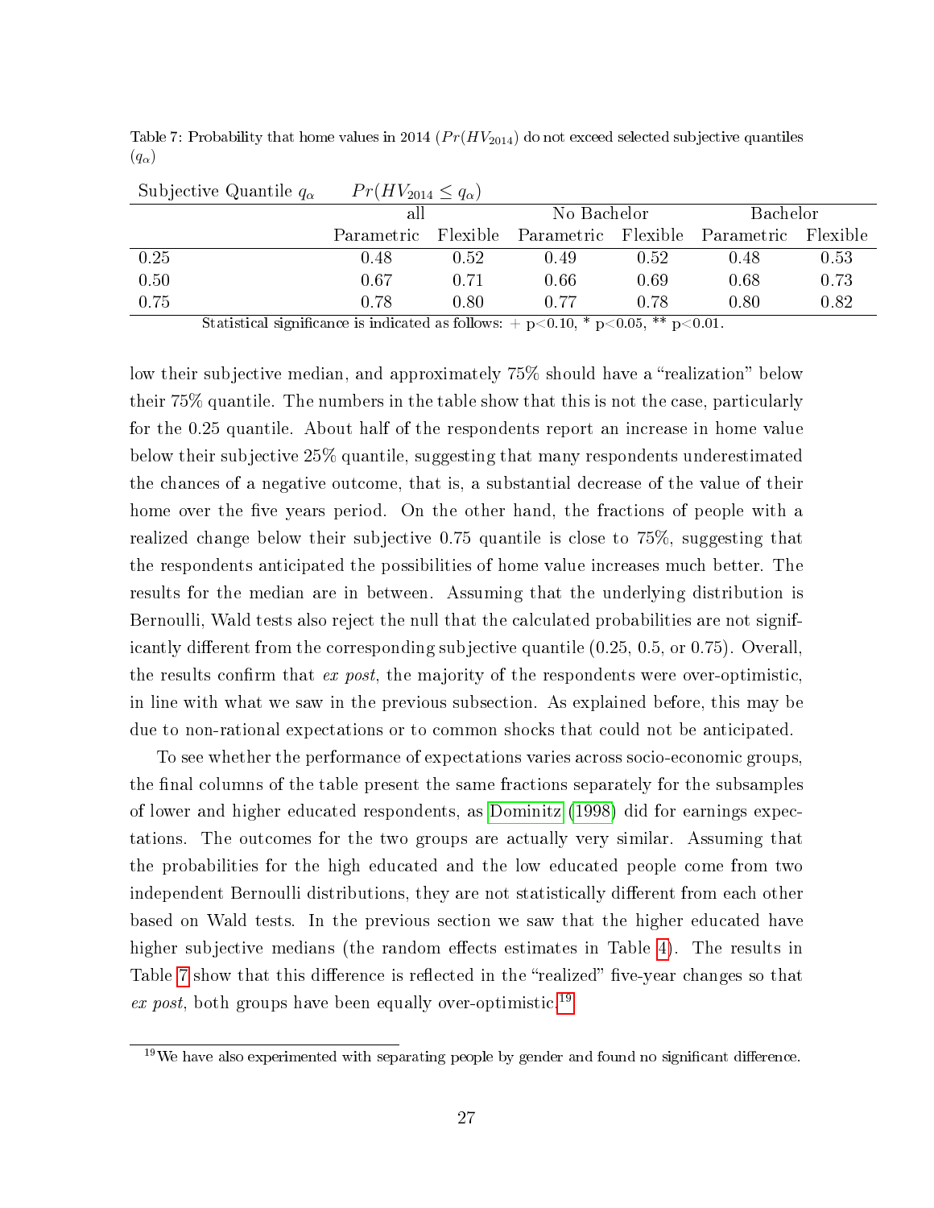Table 7: Probability that home values in 2014 ($Pr(HV_{2014}$) do not exceed selected subjective quantiles ($q_\alpha$)

| Subjective Quantile $q_\alpha$ | $Pr(HV_{2014} \leq q_\alpha)$ | | | | | |
|---|---|---|---|---|---|---|
| | all | | No Bachelor | | Bachelor | |
| | Parametric | Flexible | Parametric | Flexible | Parametric | Flexible |
| 0.25 | 0.48 | 0.52 | 0.49 | 0.52 | 0.48 | 0.53 |
| 0.50 | 0.67 | 0.71 | 0.66 | 0.69 | 0.68 | 0.73 |
| 0.75 | 0.78 | 0.80 | 0.77 | 0.78 | 0.80 | 0.82 |

Statistical significance is indicated as follows: + p<0.10, * p<0.05, ** p<0.01.

low their subjective median, and approximately 75% should have a "realization" below their 75% quantile. The numbers in the table show that this is not the case, particularly for the 0.25 quantile. About half of the respondents report an increase in home value below their subjective 25% quantile, suggesting that many respondents underestimated the chances of a negative outcome, that is, a substantial decrease of the value of their home over the five years period. On the other hand, the fractions of people with a realized change below their subjective 0.75 quantile is close to 75%, suggesting that the respondents anticipated the possibilities of home value increases much better. The results for the median are in between. Assuming that the underlying distribution is Bernoulli, Wald tests also reject the null that the calculated probabilities are not significantly different from the corresponding subjective quantile (0.25, 0.5, or 0.75). Overall, the results confirm that *ex post*, the majority of the respondents were over-optimistic, in line with what we saw in the previous subsection. As explained before, this may be due to non-rational expectations or to common shocks that could not be anticipated.

To see whether the performance of expectations varies across socio-economic groups, the final columns of the table present the same fractions separately for the subsamples of lower and higher educated respondents, as Dominitz (1998) did for earnings expectations. The outcomes for the two groups are actually very similar. Assuming that the probabilities for the high educated and the low educated people come from two independent Bernoulli distributions, they are not statistically different from each other based on Wald tests. In the previous section we saw that the higher educated have higher subjective medians (the random effects estimates in Table 4). The results in Table 7 show that this difference is reflected in the "realized" five-year changes so that *ex post*, both groups have been equally over-optimistic.[19]

[19] We have also experimented with separating people by gender and found no significant difference.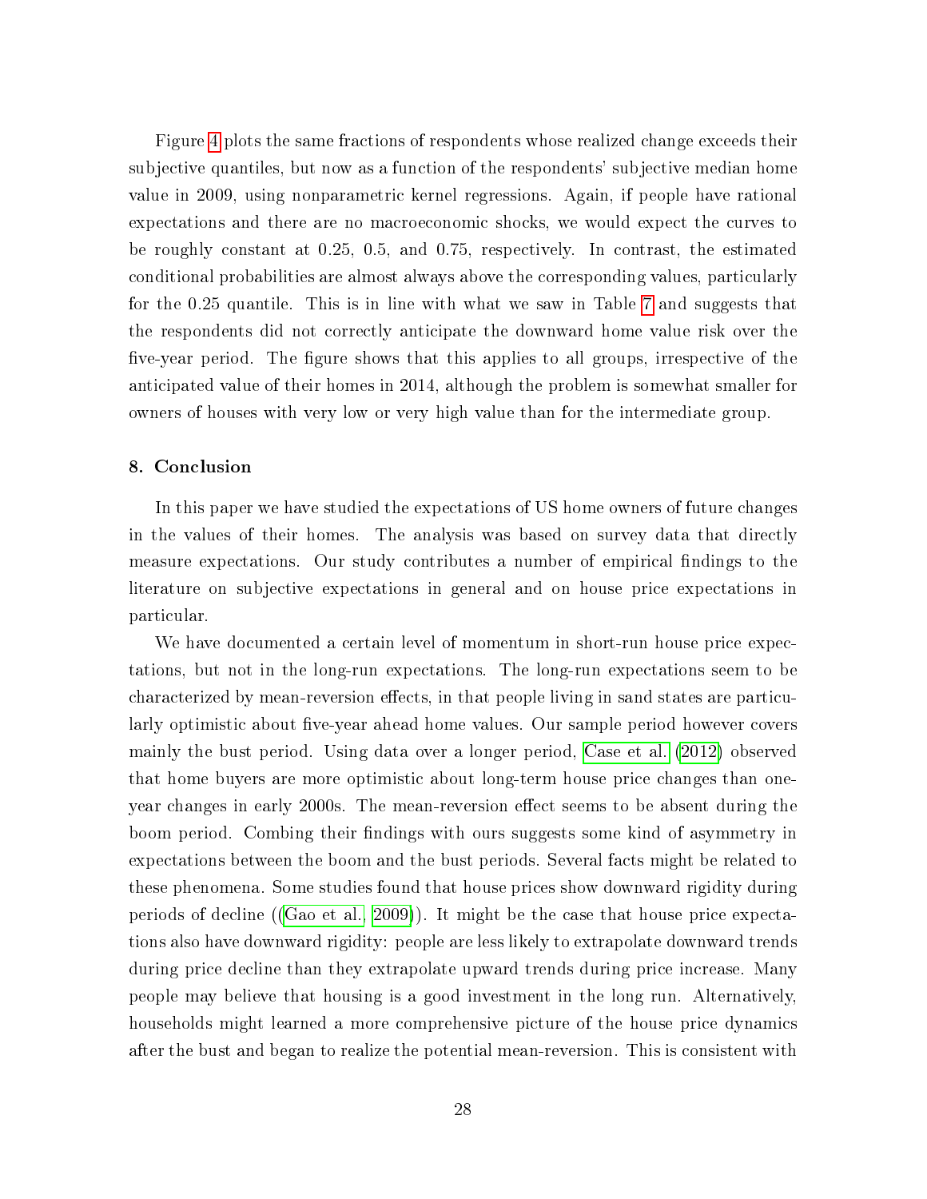Figure 4 plots the same fractions of respondents whose realized change exceeds their subjective quantiles, but now as a function of the respondents' subjective median home value in 2009, using nonparametric kernel regressions. Again, if people have rational expectations and there are no macroeconomic shocks, we would expect the curves to be roughly constant at 0.25, 0.5, and 0.75, respectively. In contrast, the estimated conditional probabilities are almost always above the corresponding values, particularly for the 0.25 quantile. This is in line with what we saw in Table 7 and suggests that the respondents did not correctly anticipate the downward home value risk over the five-year period. The figure shows that this applies to all groups, irrespective of the anticipated value of their homes in 2014, although the problem is somewhat smaller for owners of houses with very low or very high value than for the intermediate group.

## 8. Conclusion

In this paper we have studied the expectations of US home owners of future changes in the values of their homes. The analysis was based on survey data that directly measure expectations. Our study contributes a number of empirical findings to the literature on subjective expectations in general and on house price expectations in particular.

We have documented a certain level of momentum in short-run house price expectations, but not in the long-run expectations. The long-run expectations seem to be characterized by mean-reversion effects, in that people living in sand states are particularly optimistic about five-year ahead home values. Our sample period however covers mainly the bust period. Using data over a longer period, Case et al. (2012) observed that home buyers are more optimistic about long-term house price changes than one-year changes in early 2000s. The mean-reversion effect seems to be absent during the boom period. Combing their findings with ours suggests some kind of asymmetry in expectations between the boom and the bust periods. Several facts might be related to these phenomena. Some studies found that house prices show downward rigidity during periods of decline ((Gao et al., 2009)). It might be the case that house price expectations also have downward rigidity: people are less likely to extrapolate downward trends during price decline than they extrapolate upward trends during price increase. Many people may believe that housing is a good investment in the long run. Alternatively, households might learned a more comprehensive picture of the house price dynamics after the bust and began to realize the potential mean-reversion. This is consistent with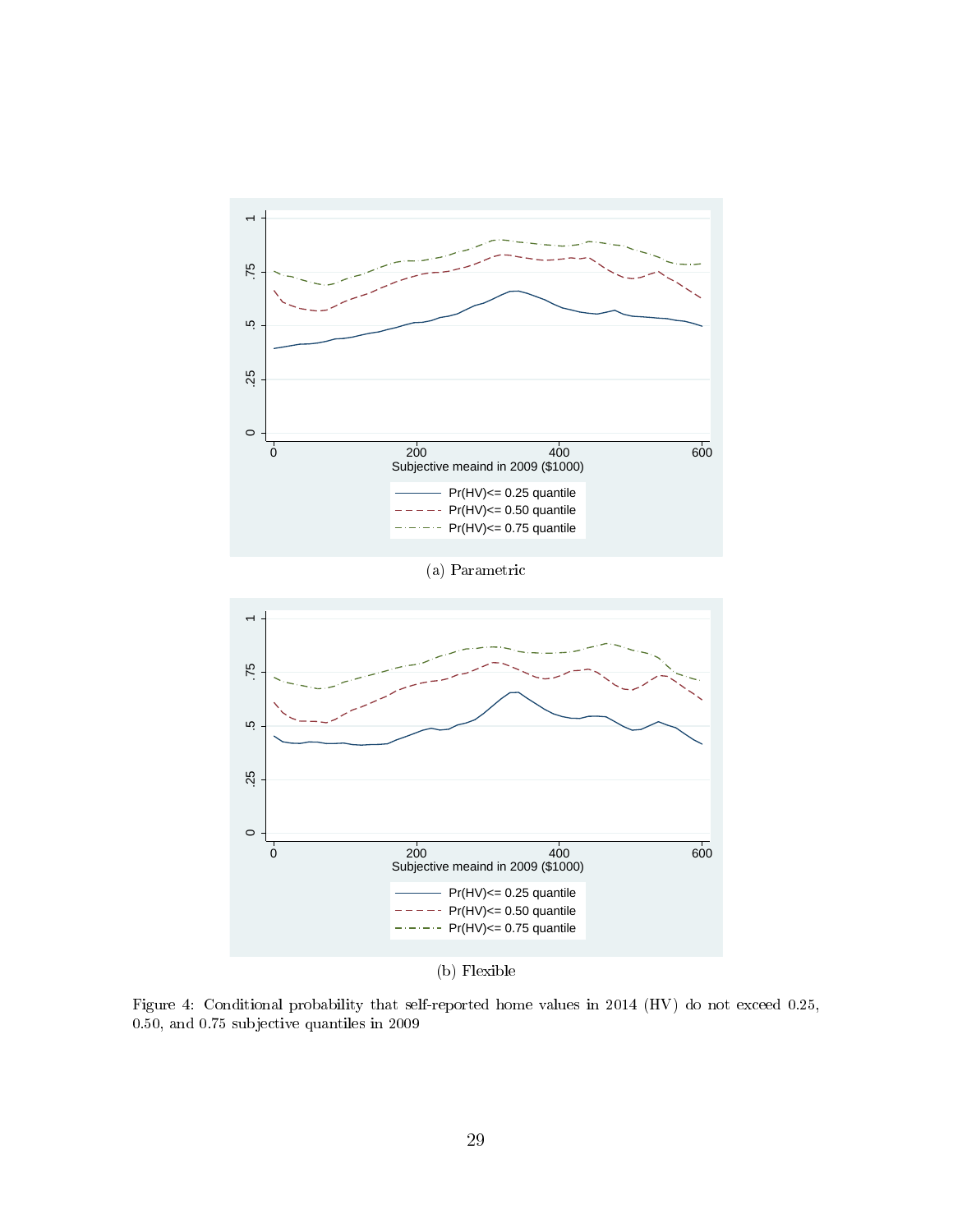(a) Parametric

(b) Flexible

Figure 4: Conditional probability that self-reported home values in 2014 (HV) do not exceed 0.25, 0.50, and 0.75 subjective quantiles in 2009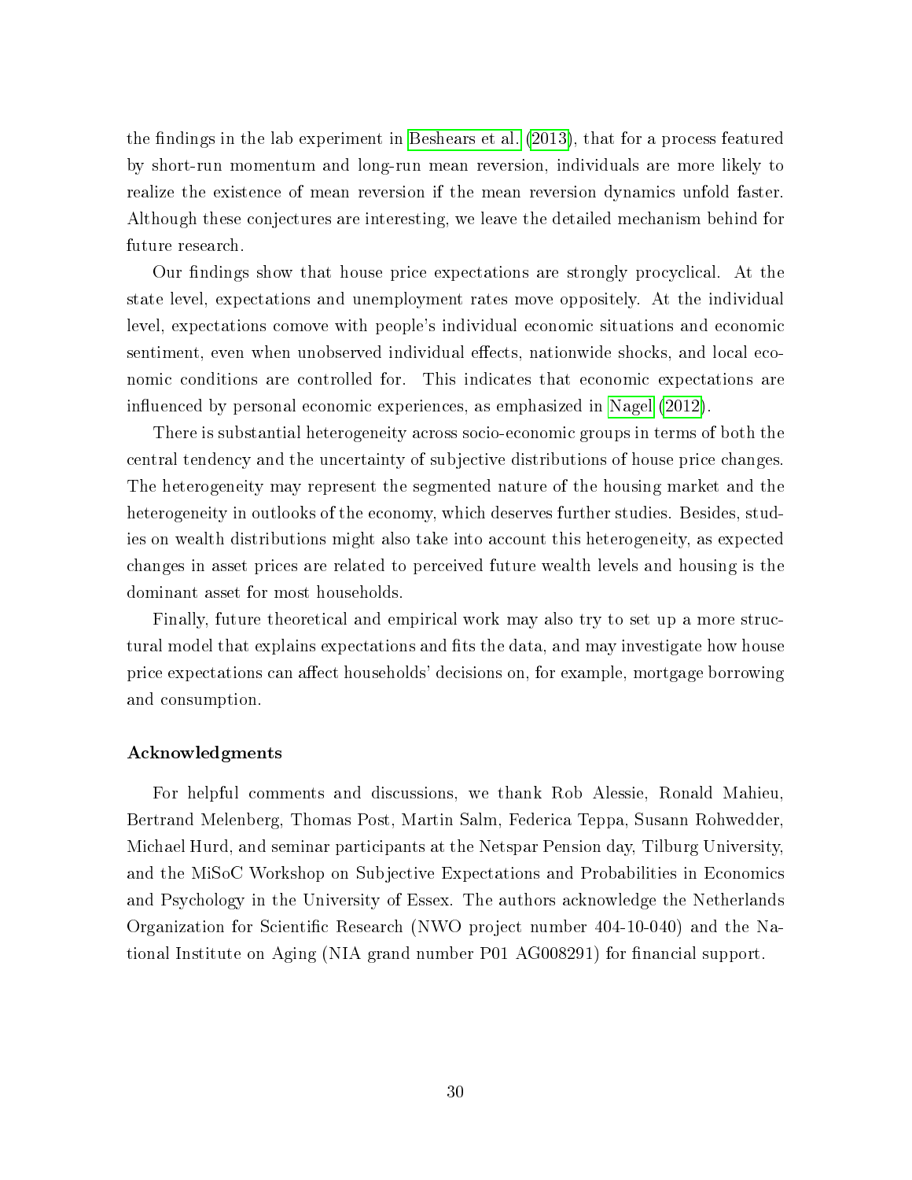the findings in the lab experiment in Beshears et al. (2013), that for a process featured by short-run momentum and long-run mean reversion, individuals are more likely to realize the existence of mean reversion if the mean reversion dynamics unfold faster. Although these conjectures are interesting, we leave the detailed mechanism behind for future research.

Our findings show that house price expectations are strongly procyclical. At the state level, expectations and unemployment rates move oppositely. At the individual level, expectations comove with people's individual economic situations and economic sentiment, even when unobserved individual effects, nationwide shocks, and local economic conditions are controlled for. This indicates that economic expectations are influenced by personal economic experiences, as emphasized in Nagel (2012).

There is substantial heterogeneity across socio-economic groups in terms of both the central tendency and the uncertainty of subjective distributions of house price changes. The heterogeneity may represent the segmented nature of the housing market and the heterogeneity in outlooks of the economy, which deserves further studies. Besides, studies on wealth distributions might also take into account this heterogeneity, as expected changes in asset prices are related to perceived future wealth levels and housing is the dominant asset for most households.

Finally, future theoretical and empirical work may also try to set up a more structural model that explains expectations and fits the data, and may investigate how house price expectations can affect households' decisions on, for example, mortgage borrowing and consumption.

### Acknowledgments

For helpful comments and discussions, we thank Rob Alessie, Ronald Mahieu, Bertrand Melenberg, Thomas Post, Martin Salm, Federica Teppa, Susann Rohwedder, Michael Hurd, and seminar participants at the Netspar Pension day, Tilburg University, and the MiSoC Workshop on Subjective Expectations and Probabilities in Economics and Psychology in the University of Essex. The authors acknowledge the Netherlands Organization for Scientific Research (NWO project number 404-10-040) and the National Institute on Aging (NIA grand number P01 AG008291) for financial support.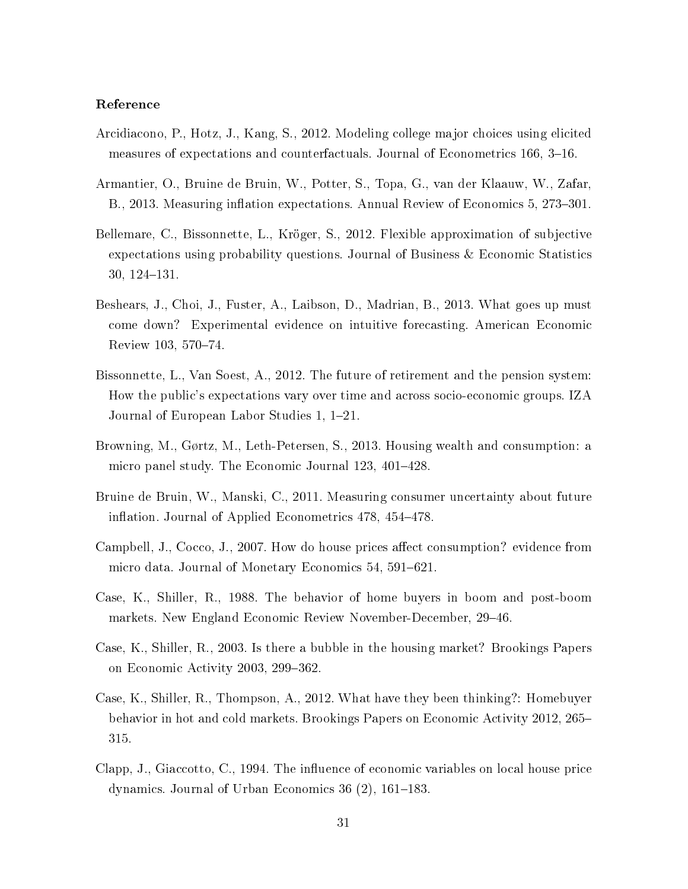**Reference**

Arcidiacono, P., Hotz, J., Kang, S., 2012. Modeling college major choices using elicited measures of expectations and counterfactuals. Journal of Econometrics 166, 3–16.

Armantier, O., Bruine de Bruin, W., Potter, S., Topa, G., van der Klaauw, W., Zafar, B., 2013. Measuring inflation expectations. Annual Review of Economics 5, 273–301.

Bellemare, C., Bissonnette, L., Kröger, S., 2012. Flexible approximation of subjective expectations using probability questions. Journal of Business & Economic Statistics 30, 124–131.

Beshears, J., Choi, J., Fuster, A., Laibson, D., Madrian, B., 2013. What goes up must come down? Experimental evidence on intuitive forecasting. American Economic Review 103, 570–74.

Bissonnette, L., Van Soest, A., 2012. The future of retirement and the pension system: How the public's expectations vary over time and across socio-economic groups. IZA Journal of European Labor Studies 1, 1–21.

Browning, M., Gørtz, M., Leth-Petersen, S., 2013. Housing wealth and consumption: a micro panel study. The Economic Journal 123, 401–428.

Bruine de Bruin, W., Manski, C., 2011. Measuring consumer uncertainty about future inflation. Journal of Applied Econometrics 478, 454–478.

Campbell, J., Cocco, J., 2007. How do house prices affect consumption? evidence from micro data. Journal of Monetary Economics 54, 591–621.

Case, K., Shiller, R., 1988. The behavior of home buyers in boom and post-boom markets. New England Economic Review November-December, 29–46.

Case, K., Shiller, R., 2003. Is there a bubble in the housing market? Brookings Papers on Economic Activity 2003, 299–362.

Case, K., Shiller, R., Thompson, A., 2012. What have they been thinking?: Homebuyer behavior in hot and cold markets. Brookings Papers on Economic Activity 2012, 265–315.

Clapp, J., Giaccotto, C., 1994. The influence of economic variables on local house price dynamics. Journal of Urban Economics 36 (2), 161–183.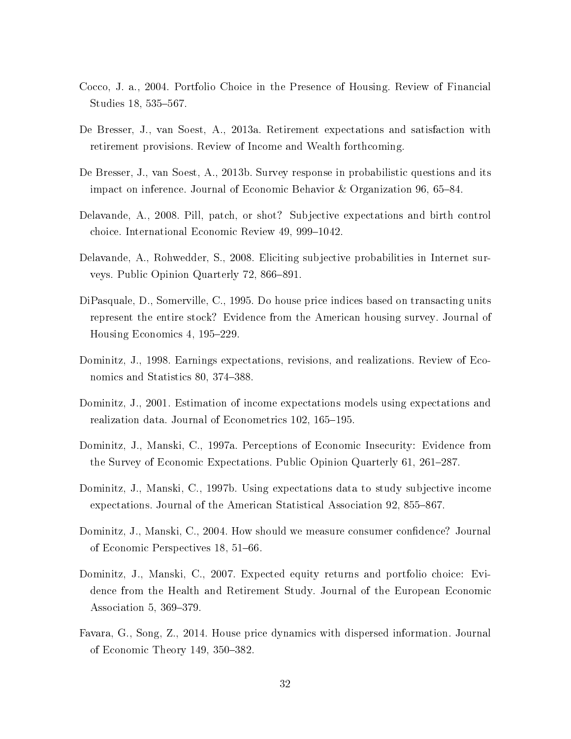Cocco, J. a., 2004. Portfolio Choice in the Presence of Housing. Review of Financial Studies 18, 535–567.

De Bresser, J., van Soest, A., 2013a. Retirement expectations and satisfaction with retirement provisions. Review of Income and Wealth forthcoming.

De Bresser, J., van Soest, A., 2013b. Survey response in probabilistic questions and its impact on inference. Journal of Economic Behavior & Organization 96, 65–84.

Delavande, A., 2008. Pill, patch, or shot? Subjective expectations and birth control choice. International Economic Review 49, 999–1042.

Delavande, A., Rohwedder, S., 2008. Eliciting subjective probabilities in Internet surveys. Public Opinion Quarterly 72, 866–891.

DiPasquale, D., Somerville, C., 1995. Do house price indices based on transacting units represent the entire stock? Evidence from the American housing survey. Journal of Housing Economics 4, 195–229.

Dominitz, J., 1998. Earnings expectations, revisions, and realizations. Review of Economics and Statistics 80, 374–388.

Dominitz, J., 2001. Estimation of income expectations models using expectations and realization data. Journal of Econometrics 102, 165–195.

Dominitz, J., Manski, C., 1997a. Perceptions of Economic Insecurity: Evidence from the Survey of Economic Expectations. Public Opinion Quarterly 61, 261–287.

Dominitz, J., Manski, C., 1997b. Using expectations data to study subjective income expectations. Journal of the American Statistical Association 92, 855–867.

Dominitz, J., Manski, C., 2004. How should we measure consumer confidence? Journal of Economic Perspectives 18, 51–66.

Dominitz, J., Manski, C., 2007. Expected equity returns and portfolio choice: Evidence from the Health and Retirement Study. Journal of the European Economic Association 5, 369–379.

Favara, G., Song, Z., 2014. House price dynamics with dispersed information. Journal of Economic Theory 149, 350–382.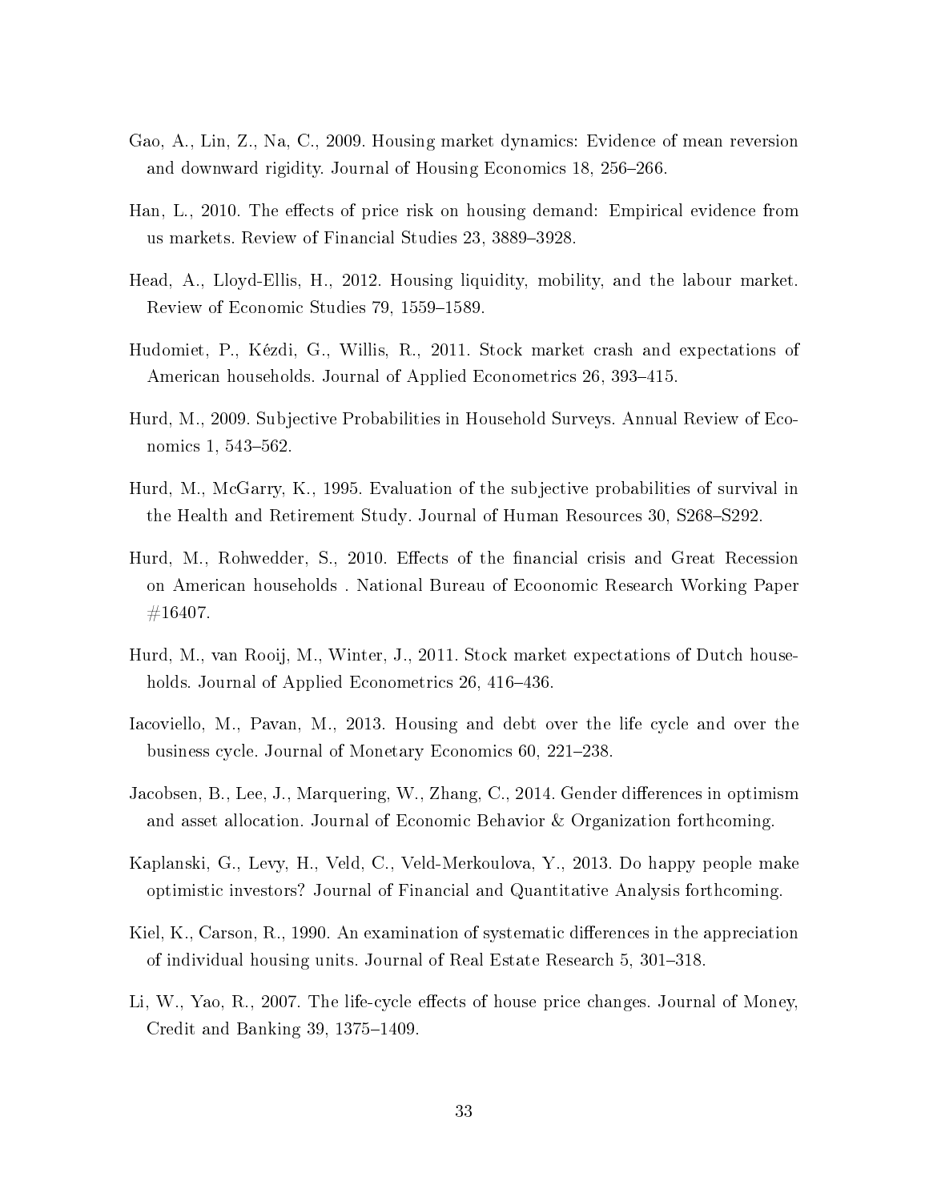Gao, A., Lin, Z., Na, C., 2009. Housing market dynamics: Evidence of mean reversion and downward rigidity. Journal of Housing Economics 18, 256–266.

Han, L., 2010. The effects of price risk on housing demand: Empirical evidence from us markets. Review of Financial Studies 23, 3889–3928.

Head, A., Lloyd-Ellis, H., 2012. Housing liquidity, mobility, and the labour market. Review of Economic Studies 79, 1559–1589.

Hudomiet, P., Kézdi, G., Willis, R., 2011. Stock market crash and expectations of American households. Journal of Applied Econometrics 26, 393–415.

Hurd, M., 2009. Subjective Probabilities in Household Surveys. Annual Review of Economics 1, 543–562.

Hurd, M., McGarry, K., 1995. Evaluation of the subjective probabilities of survival in the Health and Retirement Study. Journal of Human Resources 30, S268–S292.

Hurd, M., Rohwedder, S., 2010. Effects of the financial crisis and Great Recession on American households . National Bureau of Ecoonomic Research Working Paper #16407.

Hurd, M., van Rooij, M., Winter, J., 2011. Stock market expectations of Dutch households. Journal of Applied Econometrics 26, 416–436.

Iacoviello, M., Pavan, M., 2013. Housing and debt over the life cycle and over the business cycle. Journal of Monetary Economics 60, 221–238.

Jacobsen, B., Lee, J., Marquering, W., Zhang, C., 2014. Gender differences in optimism and asset allocation. Journal of Economic Behavior & Organization forthcoming.

Kaplanski, G., Levy, H., Veld, C., Veld-Merkoulova, Y., 2013. Do happy people make optimistic investors? Journal of Financial and Quantitative Analysis forthcoming.

Kiel, K., Carson, R., 1990. An examination of systematic differences in the appreciation of individual housing units. Journal of Real Estate Research 5, 301–318.

Li, W., Yao, R., 2007. The life-cycle effects of house price changes. Journal of Money, Credit and Banking 39, 1375–1409.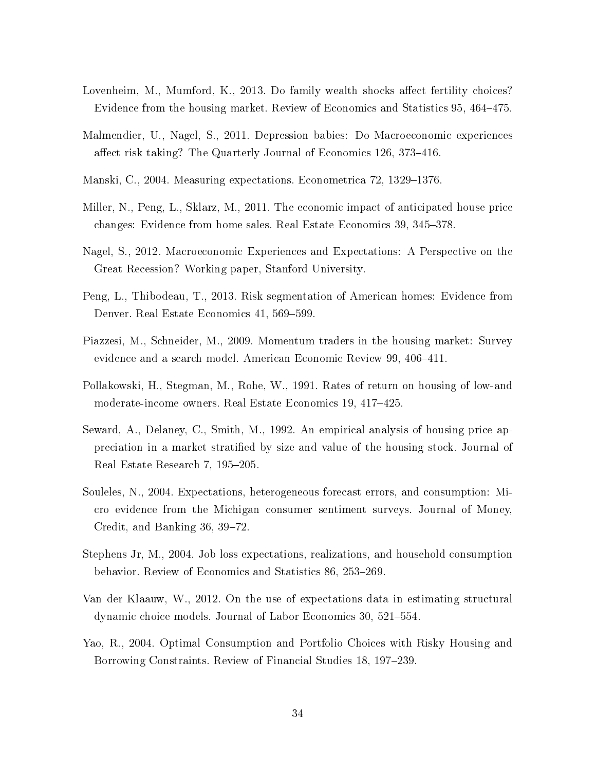Lovenheim, M., Mumford, K., 2013. Do family wealth shocks affect fertility choices? Evidence from the housing market. Review of Economics and Statistics 95, 464–475.

Malmendier, U., Nagel, S., 2011. Depression babies: Do Macroeconomic experiences affect risk taking? The Quarterly Journal of Economics 126, 373–416.

Manski, C., 2004. Measuring expectations. Econometrica 72, 1329–1376.

Miller, N., Peng, L., Sklarz, M., 2011. The economic impact of anticipated house price changes: Evidence from home sales. Real Estate Economics 39, 345–378.

Nagel, S., 2012. Macroeconomic Experiences and Expectations: A Perspective on the Great Recession? Working paper, Stanford University.

Peng, L., Thibodeau, T., 2013. Risk segmentation of American homes: Evidence from Denver. Real Estate Economics 41, 569–599.

Piazzesi, M., Schneider, M., 2009. Momentum traders in the housing market: Survey evidence and a search model. American Economic Review 99, 406–411.

Pollakowski, H., Stegman, M., Rohe, W., 1991. Rates of return on housing of low-and moderate-income owners. Real Estate Economics 19, 417–425.

Seward, A., Delaney, C., Smith, M., 1992. An empirical analysis of housing price appreciation in a market stratified by size and value of the housing stock. Journal of Real Estate Research 7, 195–205.

Souleles, N., 2004. Expectations, heterogeneous forecast errors, and consumption: Micro evidence from the Michigan consumer sentiment surveys. Journal of Money, Credit, and Banking 36, 39–72.

Stephens Jr, M., 2004. Job loss expectations, realizations, and household consumption behavior. Review of Economics and Statistics 86, 253–269.

Van der Klaauw, W., 2012. On the use of expectations data in estimating structural dynamic choice models. Journal of Labor Economics 30, 521–554.

Yao, R., 2004. Optimal Consumption and Portfolio Choices with Risky Housing and Borrowing Constraints. Review of Financial Studies 18, 197–239.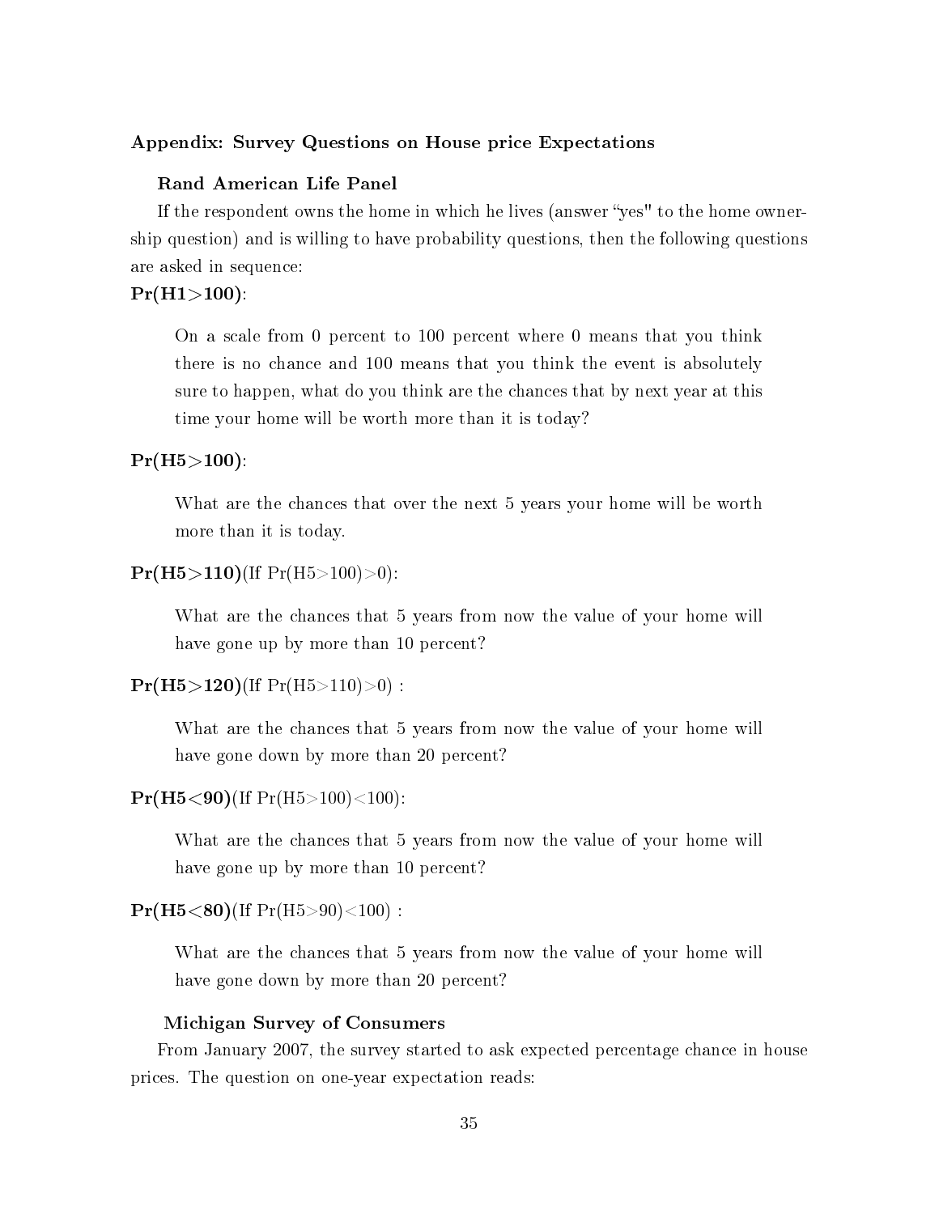**Appendix: Survey Questions on House price Expectations**

**Rand American Life Panel**

If the respondent owns the home in which he lives (answer "yes" to the home ownership question) and is willing to have probability questions, then the following questions are asked in sequence:

**Pr(H1>100)**:

> On a scale from 0 percent to 100 percent where 0 means that you think there is no chance and 100 means that you think the event is absolutely sure to happen, what do you think are the chances that by next year at this time your home will be worth more than it is today?

**Pr(H5>100)**:

> What are the chances that over the next 5 years your home will be worth more than it is today.

**Pr(H5>110)**(If Pr(H5>100)>0):

> What are the chances that 5 years from now the value of your home will have gone up by more than 10 percent?

**Pr(H5>120)**(If Pr(H5>110)>0) :

> What are the chances that 5 years from now the value of your home will have gone down by more than 20 percent?

**Pr(H5<90)**(If Pr(H5>100)<100):

> What are the chances that 5 years from now the value of your home will have gone up by more than 10 percent?

**Pr(H5<80)**(If Pr(H5>90)<100) :

> What are the chances that 5 years from now the value of your home will have gone down by more than 20 percent?

**Michigan Survey of Consumers**

From January 2007, the survey started to ask expected percentage chance in house prices. The question on one-year expectation reads: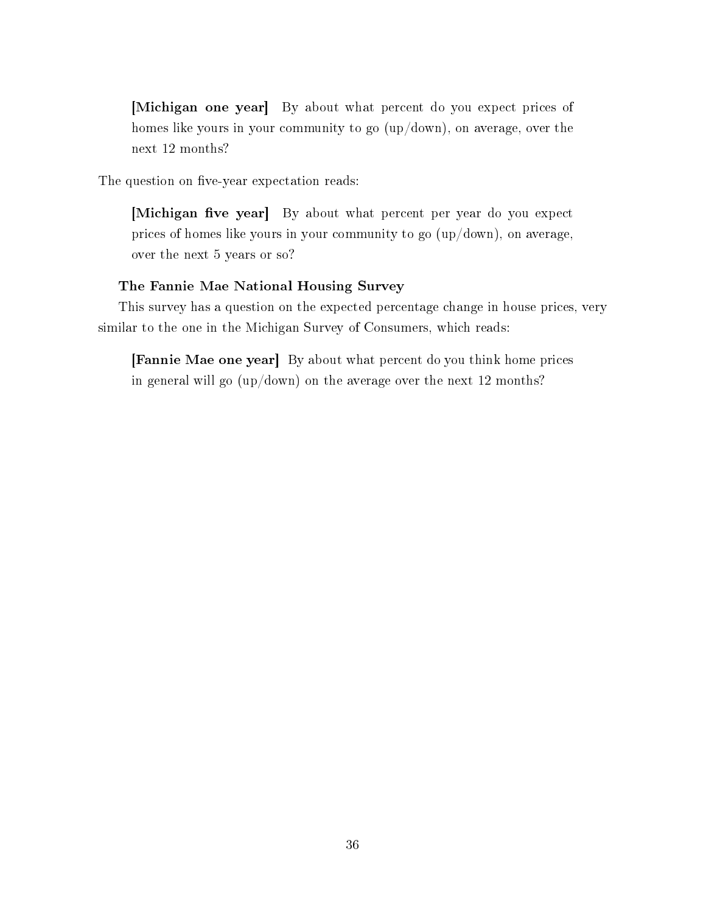> **[Michigan one year]** By about what percent do you expect prices of homes like yours in your community to go (up/down), on average, over the next 12 months?

The question on five-year expectation reads:

> **[Michigan five year]** By about what percent per year do you expect prices of homes like yours in your community to go (up/down), on average, over the next 5 years or so?

**The Fannie Mae National Housing Survey**

This survey has a question on the expected percentage change in house prices, very similar to the one in the Michigan Survey of Consumers, which reads:

> **[Fannie Mae one year]** By about what percent do you think home prices in general will go (up/down) on the average over the next 12 months?